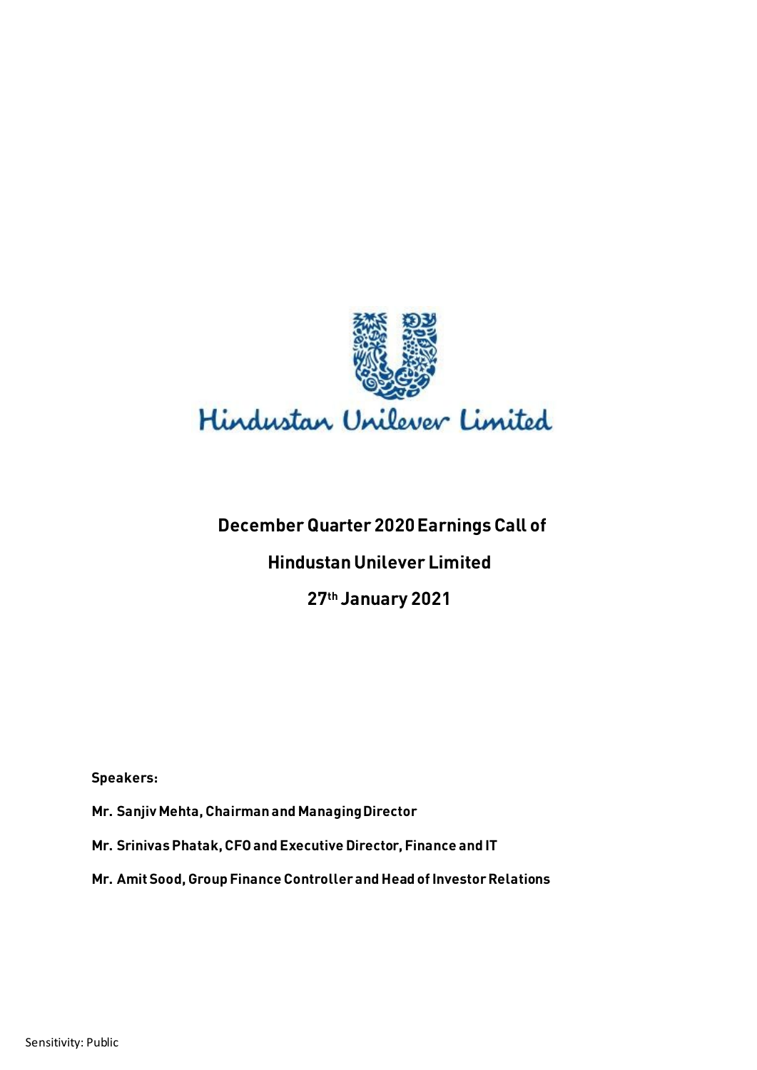Hindustan Unilever Limited

# December Quarter 2020 Earnings Call of

# Hindustan Unilever Limited

# 27th January 2021

**Speakers:**

**Mr. Sanjiv Mehta, Chairman and Managing Director**

**Mr. Srinivas Phatak, CFO and Executive Director, Finance and IT**

**Mr. Amit Sood, Group Finance Controller and Head of Investor Relations**

Sensitivity: Public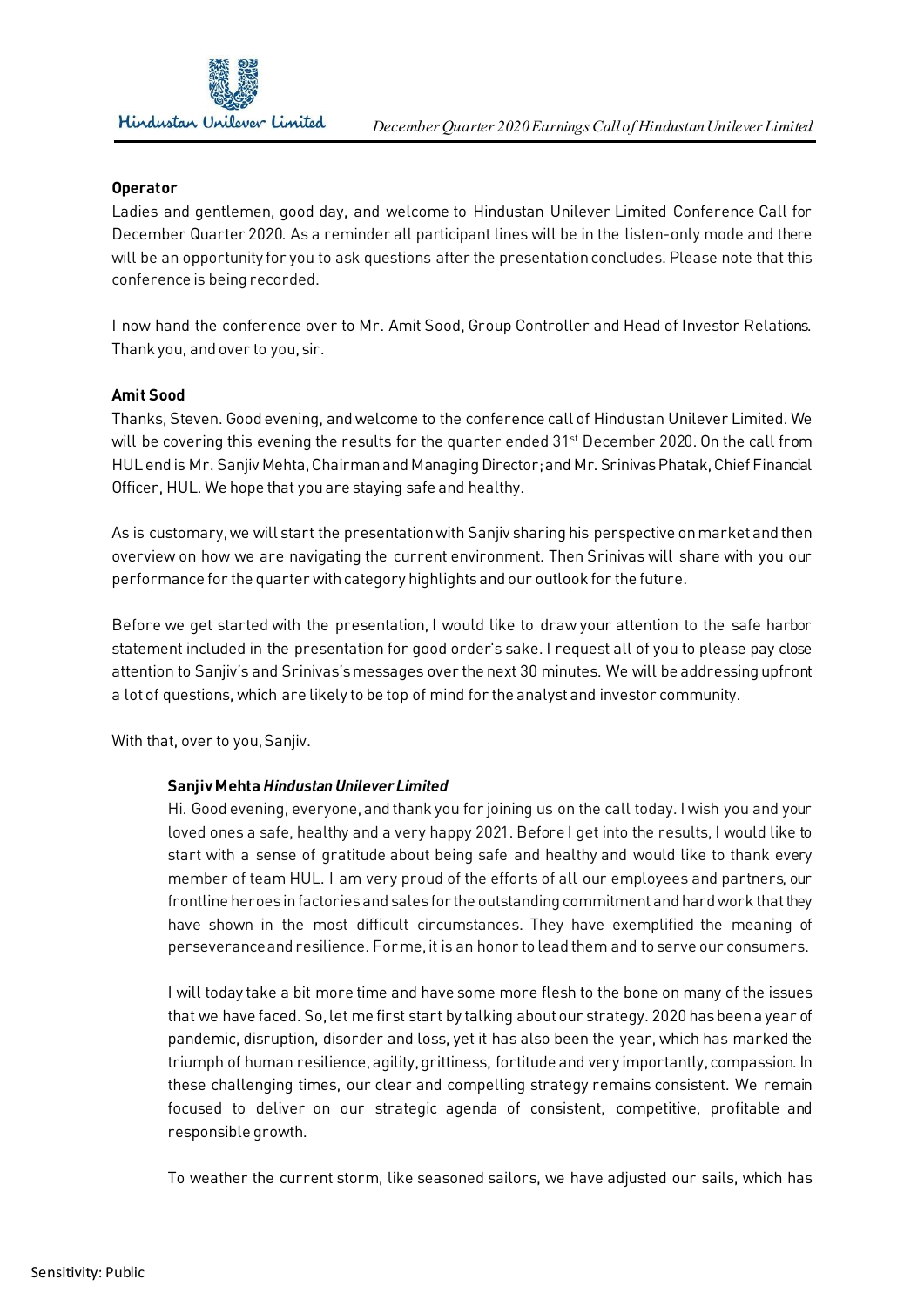**Operator**

Ladies and gentlemen, good day, and welcome to Hindustan Unilever Limited Conference Call for December Quarter 2020. As a reminder all participant lines will be in the listen-only mode and there will be an opportunity for you to ask questions after the presentation concludes. Please note that this conference is being recorded.

I now hand the conference over to Mr. Amit Sood, Group Controller and Head of Investor Relations. Thank you, and over to you, sir.

**Amit Sood**

Thanks, Steven. Good evening, and welcome to the conference call of Hindustan Unilever Limited. We will be covering this evening the results for the quarter ended 31st December 2020. On the call from HUL end is Mr. Sanjiv Mehta, Chairman and Managing Director; and Mr. Srinivas Phatak, Chief Financial Officer, HUL. We hope that you are staying safe and healthy.

As is customary, we will start the presentation with Sanjiv sharing his perspective on market and then overview on how we are navigating the current environment. Then Srinivas will share with you our performance for the quarter with category highlights and our outlook for the future.

Before we get started with the presentation, I would like to draw your attention to the safe harbor statement included in the presentation for good order's sake. I request all of you to please pay close attention to Sanjiv's and Srinivas's messages over the next 30 minutes. We will be addressing upfront a lot of questions, which are likely to be top of mind for the analyst and investor community.

With that, over to you, Sanjiv.

**Sanjiv Mehta** ***Hindustan Unilever Limited***

Hi. Good evening, everyone, and thank you for joining us on the call today. I wish you and your loved ones a safe, healthy and a very happy 2021. Before I get into the results, I would like to start with a sense of gratitude about being safe and healthy and would like to thank every member of team HUL. I am very proud of the efforts of all our employees and partners, our frontline heroes in factories and sales for the outstanding commitment and hard work that they have shown in the most difficult circumstances. They have exemplified the meaning of perseverance and resilience. For me, it is an honor to lead them and to serve our consumers.

I will today take a bit more time and have some more flesh to the bone on many of the issues that we have faced. So, let me first start by talking about our strategy. 2020 has been a year of pandemic, disruption, disorder and loss, yet it has also been the year, which has marked the triumph of human resilience, agility, grittiness, fortitude and very importantly, compassion. In these challenging times, our clear and compelling strategy remains consistent. We remain focused to deliver on our strategic agenda of consistent, competitive, profitable and responsible growth.

To weather the current storm, like seasoned sailors, we have adjusted our sails, which has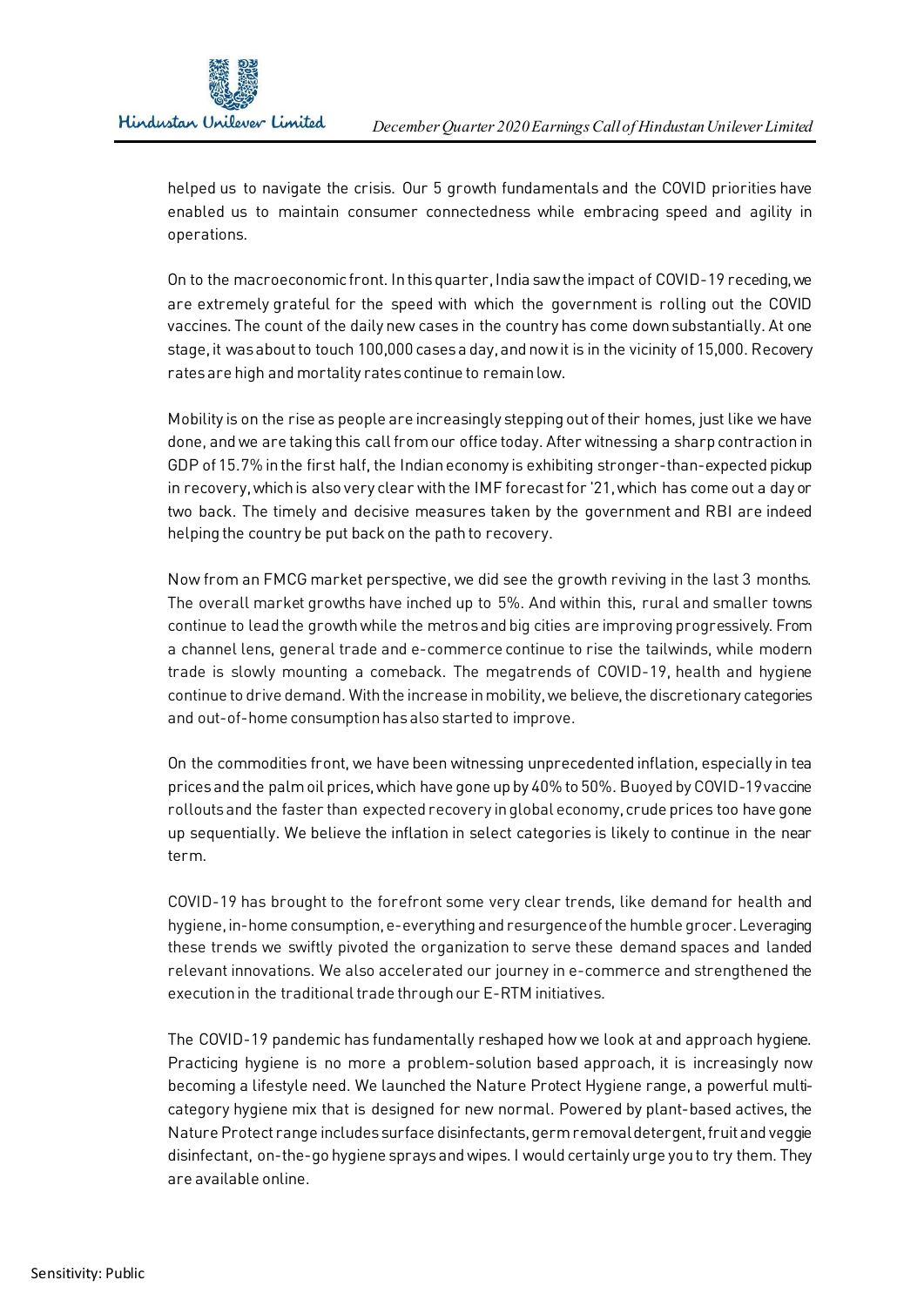helped us to navigate the crisis. Our 5 growth fundamentals and the COVID priorities have enabled us to maintain consumer connectedness while embracing speed and agility in operations.

On to the macroeconomic front. In this quarter, India saw the impact of COVID-19 receding, we are extremely grateful for the speed with which the government is rolling out the COVID vaccines. The count of the daily new cases in the country has come down substantially. At one stage, it was about to touch 100,000 cases a day, and now it is in the vicinity of 15,000. Recovery rates are high and mortality rates continue to remain low.

Mobility is on the rise as people are increasingly stepping out of their homes, just like we have done, and we are taking this call from our office today. After witnessing a sharp contraction in GDP of 15.7% in the first half, the Indian economy is exhibiting stronger-than-expected pickup in recovery, which is also very clear with the IMF forecast for '21, which has come out a day or two back. The timely and decisive measures taken by the government and RBI are indeed helping the country be put back on the path to recovery.

Now from an FMCG market perspective, we did see the growth reviving in the last 3 months. The overall market growths have inched up to 5%. And within this, rural and smaller towns continue to lead the growth while the metros and big cities are improving progressively. From a channel lens, general trade and e-commerce continue to rise the tailwinds, while modern trade is slowly mounting a comeback. The megatrends of COVID-19, health and hygiene continue to drive demand. With the increase in mobility, we believe, the discretionary categories and out-of-home consumption has also started to improve.

On the commodities front, we have been witnessing unprecedented inflation, especially in tea prices and the palm oil prices, which have gone up by 40% to 50%. Buoyed by COVID-19 vaccine rollouts and the faster than expected recovery in global economy, crude prices too have gone up sequentially. We believe the inflation in select categories is likely to continue in the near term.

COVID-19 has brought to the forefront some very clear trends, like demand for health and hygiene, in-home consumption, e-everything and resurgence of the humble grocer. Leveraging these trends we swiftly pivoted the organization to serve these demand spaces and landed relevant innovations. We also accelerated our journey in e-commerce and strengthened the execution in the traditional trade through our E-RTM initiatives.

The COVID-19 pandemic has fundamentally reshaped how we look at and approach hygiene. Practicing hygiene is no more a problem-solution based approach, it is increasingly now becoming a lifestyle need. We launched the Nature Protect Hygiene range, a powerful multi-category hygiene mix that is designed for new normal. Powered by plant-based actives, the Nature Protect range includes surface disinfectants, germ removal detergent, fruit and veggie disinfectant, on-the-go hygiene sprays and wipes. I would certainly urge you to try them. They are available online.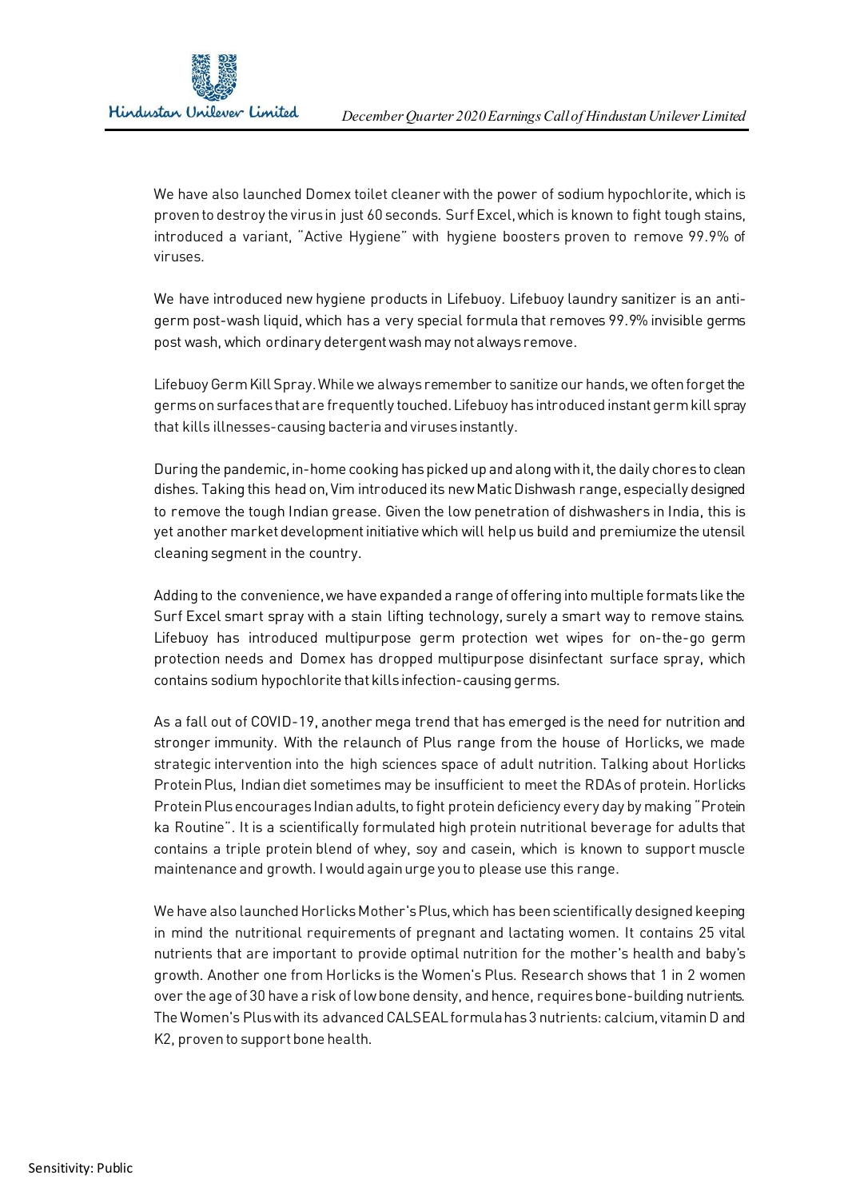We have also launched Domex toilet cleaner with the power of sodium hypochlorite, which is proven to destroy the virus in just 60 seconds. Surf Excel, which is known to fight tough stains, introduced a variant, "Active Hygiene" with hygiene boosters proven to remove 99.9% of viruses.

We have introduced new hygiene products in Lifebuoy. Lifebuoy laundry sanitizer is an anti-germ post-wash liquid, which has a very special formula that removes 99.9% invisible germs post wash, which ordinary detergent wash may not always remove.

Lifebuoy Germ Kill Spray. While we always remember to sanitize our hands, we often forget the germs on surfaces that are frequently touched. Lifebuoy has introduced instant germ kill spray that kills illnesses-causing bacteria and viruses instantly.

During the pandemic, in-home cooking has picked up and along with it, the daily chores to clean dishes. Taking this head on, Vim introduced its new Matic Dishwash range, especially designed to remove the tough Indian grease. Given the low penetration of dishwashers in India, this is yet another market development initiative which will help us build and premiumize the utensil cleaning segment in the country.

Adding to the convenience, we have expanded a range of offering into multiple formats like the Surf Excel smart spray with a stain lifting technology, surely a smart way to remove stains. Lifebuoy has introduced multipurpose germ protection wet wipes for on-the-go germ protection needs and Domex has dropped multipurpose disinfectant surface spray, which contains sodium hypochlorite that kills infection-causing germs.

As a fall out of COVID-19, another mega trend that has emerged is the need for nutrition and stronger immunity. With the relaunch of Plus range from the house of Horlicks, we made strategic intervention into the high sciences space of adult nutrition. Talking about Horlicks Protein Plus, Indian diet sometimes may be insufficient to meet the RDAs of protein. Horlicks Protein Plus encourages Indian adults, to fight protein deficiency every day by making "Protein ka Routine". It is a scientifically formulated high protein nutritional beverage for adults that contains a triple protein blend of whey, soy and casein, which is known to support muscle maintenance and growth. I would again urge you to please use this range.

We have also launched Horlicks Mother's Plus, which has been scientifically designed keeping in mind the nutritional requirements of pregnant and lactating women. It contains 25 vital nutrients that are important to provide optimal nutrition for the mother's health and baby's growth. Another one from Horlicks is the Women's Plus. Research shows that 1 in 2 women over the age of 30 have a risk of low bone density, and hence, requires bone-building nutrients. The Women's Plus with its advanced CALSEAL formula has 3 nutrients: calcium, vitamin D and K2, proven to support bone health.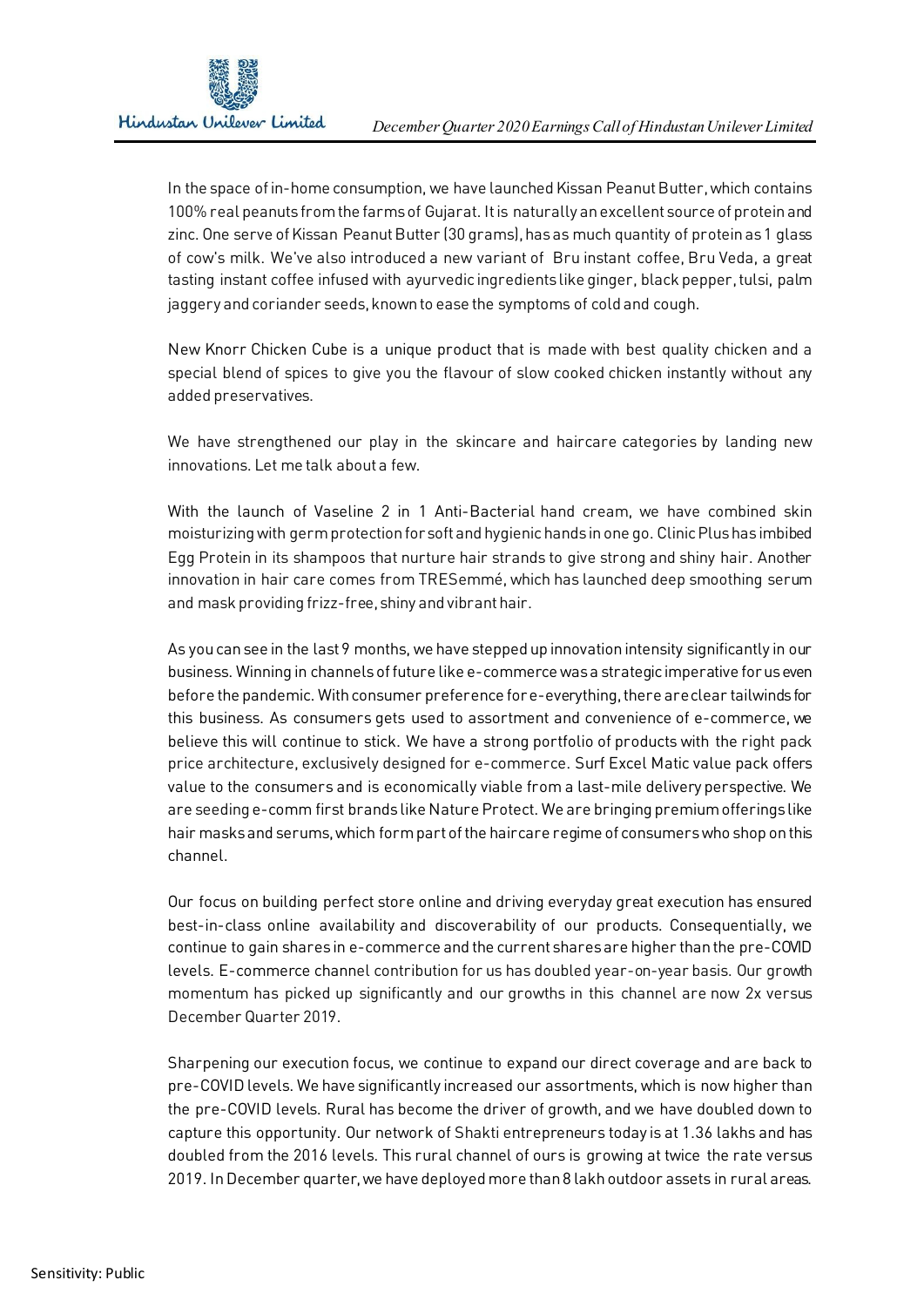In the space of in-home consumption, we have launched Kissan Peanut Butter, which contains 100% real peanuts from the farms of Gujarat. It is naturally an excellent source of protein and zinc. One serve of Kissan Peanut Butter (30 grams), has as much quantity of protein as 1 glass of cow's milk. We've also introduced a new variant of Bru instant coffee, Bru Veda, a great tasting instant coffee infused with ayurvedic ingredients like ginger, black pepper, tulsi, palm jaggery and coriander seeds, known to ease the symptoms of cold and cough.

New Knorr Chicken Cube is a unique product that is made with best quality chicken and a special blend of spices to give you the flavour of slow cooked chicken instantly without any added preservatives.

We have strengthened our play in the skincare and haircare categories by landing new innovations. Let me talk about a few.

With the launch of Vaseline 2 in 1 Anti-Bacterial hand cream, we have combined skin moisturizing with germ protection for soft and hygienic hands in one go. Clinic Plus has imbibed Egg Protein in its shampoos that nurture hair strands to give strong and shiny hair. Another innovation in hair care comes from TRESemmé, which has launched deep smoothing serum and mask providing frizz-free, shiny and vibrant hair.

As you can see in the last 9 months, we have stepped up innovation intensity significantly in our business. Winning in channels of future like e-commerce was a strategic imperative for us even before the pandemic. With consumer preference for e-everything, there are clear tailwinds for this business. As consumers gets used to assortment and convenience of e-commerce, we believe this will continue to stick. We have a strong portfolio of products with the right pack price architecture, exclusively designed for e-commerce. Surf Excel Matic value pack offers value to the consumers and is economically viable from a last-mile delivery perspective. We are seeding e-comm first brands like Nature Protect. We are bringing premium offerings like hair masks and serums, which form part of the haircare regime of consumers who shop on this channel.

Our focus on building perfect store online and driving everyday great execution has ensured best-in-class online availability and discoverability of our products. Consequentially, we continue to gain shares in e-commerce and the current shares are higher than the pre-COVID levels. E-commerce channel contribution for us has doubled year-on-year basis. Our growth momentum has picked up significantly and our growths in this channel are now 2x versus December Quarter 2019.

Sharpening our execution focus, we continue to expand our direct coverage and are back to pre-COVID levels. We have significantly increased our assortments, which is now higher than the pre-COVID levels. Rural has become the driver of growth, and we have doubled down to capture this opportunity. Our network of Shakti entrepreneurs today is at 1.36 lakhs and has doubled from the 2016 levels. This rural channel of ours is growing at twice the rate versus 2019. In December quarter, we have deployed more than 8 lakh outdoor assets in rural areas.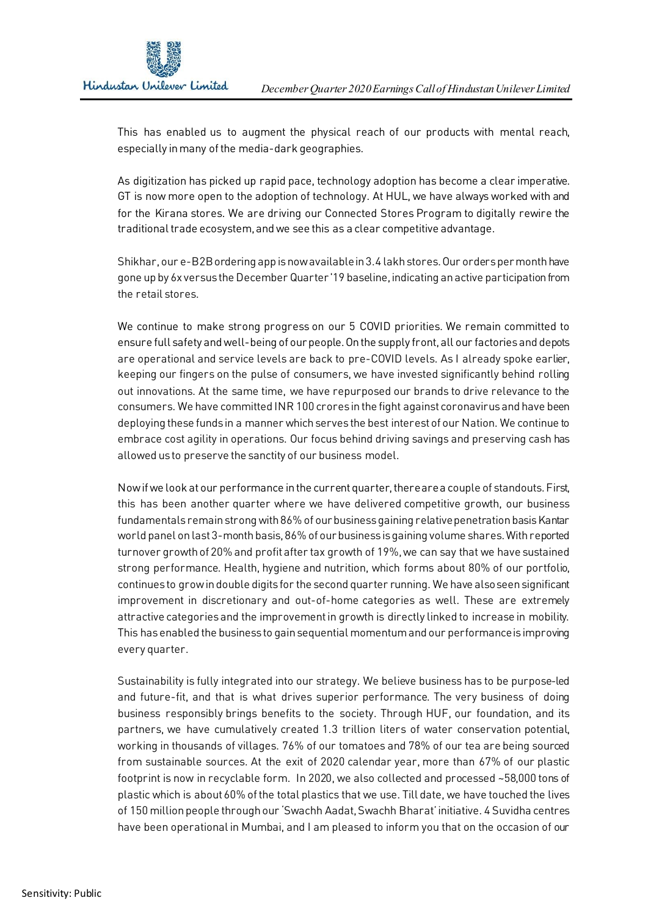This has enabled us to augment the physical reach of our products with mental reach, especially in many of the media-dark geographies.

As digitization has picked up rapid pace, technology adoption has become a clear imperative. GT is now more open to the adoption of technology. At HUL, we have always worked with and for the Kirana stores. We are driving our Connected Stores Program to digitally rewire the traditional trade ecosystem, and we see this as a clear competitive advantage.

Shikhar, our e-B2B ordering app is now available in 3.4 lakh stores. Our orders per month have gone up by 6x versus the December Quarter '19 baseline, indicating an active participation from the retail stores.

We continue to make strong progress on our 5 COVID priorities. We remain committed to ensure full safety and well-being of our people. On the supply front, all our factories and depots are operational and service levels are back to pre-COVID levels. As I already spoke earlier, keeping our fingers on the pulse of consumers, we have invested significantly behind rolling out innovations. At the same time, we have repurposed our brands to drive relevance to the consumers. We have committed INR 100 crores in the fight against coronavirus and have been deploying these funds in a manner which serves the best interest of our Nation. We continue to embrace cost agility in operations. Our focus behind driving savings and preserving cash has allowed us to preserve the sanctity of our business model.

Now if we look at our performance in the current quarter, there are a couple of standouts. First, this has been another quarter where we have delivered competitive growth, our business fundamentals remain strong with 86% of our business gaining relative penetration basis Kantar world panel on last 3-month basis, 86% of our business is gaining volume shares. With reported turnover growth of 20% and profit after tax growth of 19%, we can say that we have sustained strong performance. Health, hygiene and nutrition, which forms about 80% of our portfolio, continues to grow in double digits for the second quarter running. We have also seen significant improvement in discretionary and out-of-home categories as well. These are extremely attractive categories and the improvement in growth is directly linked to increase in mobility. This has enabled the business to gain sequential momentum and our performance is improving every quarter.

Sustainability is fully integrated into our strategy. We believe business has to be purpose-led and future-fit, and that is what drives superior performance. The very business of doing business responsibly brings benefits to the society. Through HUF, our foundation, and its partners, we have cumulatively created 1.3 trillion liters of water conservation potential, working in thousands of villages. 76% of our tomatoes and 78% of our tea are being sourced from sustainable sources. At the exit of 2020 calendar year, more than 67% of our plastic footprint is now in recyclable form. In 2020, we also collected and processed ~58,000 tons of plastic which is about 60% of the total plastics that we use. Till date, we have touched the lives of 150 million people through our 'Swachh Aadat, Swachh Bharat' initiative. 4 Suvidha centres have been operational in Mumbai, and I am pleased to inform you that on the occasion of our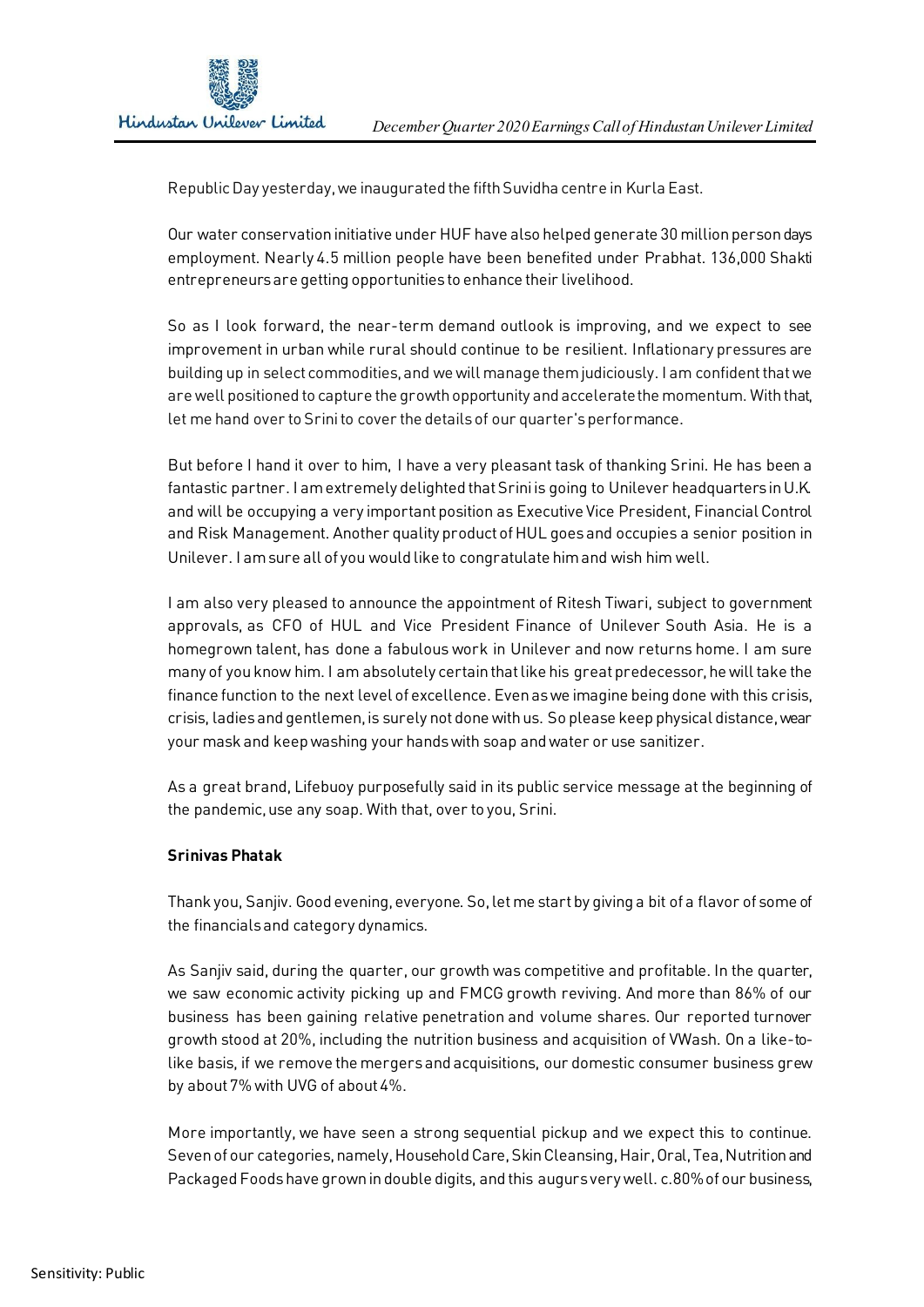Republic Day yesterday, we inaugurated the fifth Suvidha centre in Kurla East.

Our water conservation initiative under HUF have also helped generate 30 million person days employment. Nearly 4.5 million people have been benefited under Prabhat. 136,000 Shakti entrepreneurs are getting opportunities to enhance their livelihood.

So as I look forward, the near-term demand outlook is improving, and we expect to see improvement in urban while rural should continue to be resilient. Inflationary pressures are building up in select commodities, and we will manage them judiciously. I am confident that we are well positioned to capture the growth opportunity and accelerate the momentum. With that, let me hand over to Srini to cover the details of our quarter's performance.

But before I hand it over to him, I have a very pleasant task of thanking Srini. He has been a fantastic partner. I am extremely delighted that Srini is going to Unilever headquarters in U.K. and will be occupying a very important position as Executive Vice President, Financial Control and Risk Management. Another quality product of HUL goes and occupies a senior position in Unilever. I am sure all of you would like to congratulate him and wish him well.

I am also very pleased to announce the appointment of Ritesh Tiwari, subject to government approvals, as CFO of HUL and Vice President Finance of Unilever South Asia. He is a homegrown talent, has done a fabulous work in Unilever and now returns home. I am sure many of you know him. I am absolutely certain that like his great predecessor, he will take the finance function to the next level of excellence. Even as we imagine being done with this crisis, crisis, ladies and gentlemen, is surely not done with us. So please keep physical distance, wear your mask and keep washing your hands with soap and water or use sanitizer.

As a great brand, Lifebuoy purposefully said in its public service message at the beginning of the pandemic, use any soap. With that, over to you, Srini.

**Srinivas Phatak**

Thank you, Sanjiv. Good evening, everyone. So, let me start by giving a bit of a flavor of some of the financials and category dynamics.

As Sanjiv said, during the quarter, our growth was competitive and profitable. In the quarter, we saw economic activity picking up and FMCG growth reviving. And more than 86% of our business has been gaining relative penetration and volume shares. Our reported turnover growth stood at 20%, including the nutrition business and acquisition of VWash. On a like-to-like basis, if we remove the mergers and acquisitions, our domestic consumer business grew by about 7% with UVG of about 4%.

More importantly, we have seen a strong sequential pickup and we expect this to continue. Seven of our categories, namely, Household Care, Skin Cleansing, Hair, Oral, Tea, Nutrition and Packaged Foods have grown in double digits, and this augurs very well. c.80% of our business,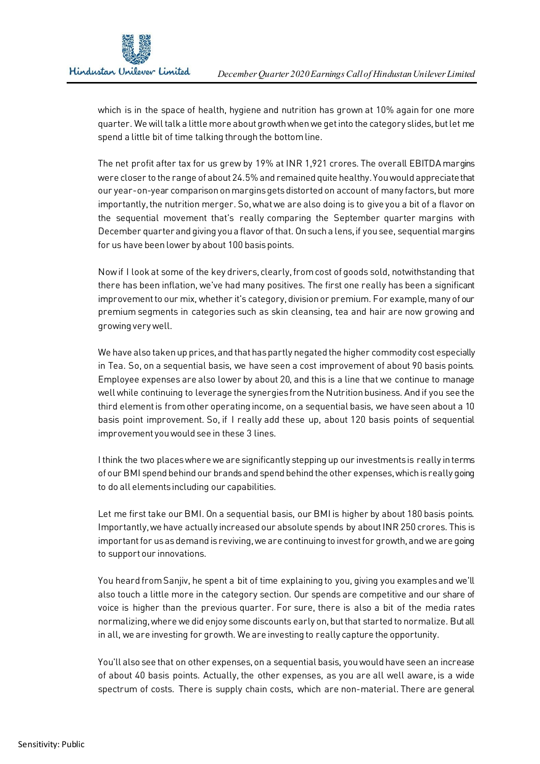which is in the space of health, hygiene and nutrition has grown at 10% again for one more quarter. We will talk a little more about growth when we get into the category slides, but let me spend a little bit of time talking through the bottom line.

The net profit after tax for us grew by 19% at INR 1,921 crores. The overall EBITDA margins were closer to the range of about 24.5% and remained quite healthy. You would appreciate that our year-on-year comparison on margins gets distorted on account of many factors, but more importantly, the nutrition merger. So, what we are also doing is to give you a bit of a flavor on the sequential movement that's really comparing the September quarter margins with December quarter and giving you a flavor of that. On such a lens, if you see, sequential margins for us have been lower by about 100 basis points.

Now if I look at some of the key drivers, clearly, from cost of goods sold, notwithstanding that there has been inflation, we've had many positives. The first one really has been a significant improvement to our mix, whether it's category, division or premium. For example, many of our premium segments in categories such as skin cleansing, tea and hair are now growing and growing very well.

We have also taken up prices, and that has partly negated the higher commodity cost especially in Tea. So, on a sequential basis, we have seen a cost improvement of about 90 basis points. Employee expenses are also lower by about 20, and this is a line that we continue to manage well while continuing to leverage the synergies from the Nutrition business. And if you see the third element is from other operating income, on a sequential basis, we have seen about a 10 basis point improvement. So, if I really add these up, about 120 basis points of sequential improvement you would see in these 3 lines.

I think the two places where we are significantly stepping up our investments is really in terms of our BMI spend behind our brands and spend behind the other expenses, which is really going to do all elements including our capabilities.

Let me first take our BMI. On a sequential basis, our BMI is higher by about 180 basis points. Importantly, we have actually increased our absolute spends by about INR 250 crores. This is important for us as demand is reviving, we are continuing to invest for growth, and we are going to support our innovations.

You heard from Sanjiv, he spent a bit of time explaining to you, giving you examples and we'll also touch a little more in the category section. Our spends are competitive and our share of voice is higher than the previous quarter. For sure, there is also a bit of the media rates normalizing, where we did enjoy some discounts early on, but that started to normalize. But all in all, we are investing for growth. We are investing to really capture the opportunity.

You'll also see that on other expenses, on a sequential basis, you would have seen an increase of about 40 basis points. Actually, the other expenses, as you are all well aware, is a wide spectrum of costs. There is supply chain costs, which are non-material. There are general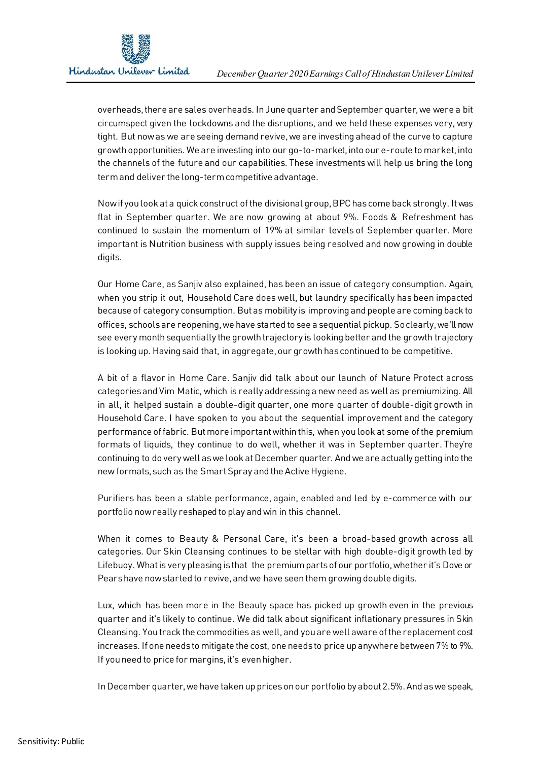overheads, there are sales overheads. In June quarter and September quarter, we were a bit circumspect given the lockdowns and the disruptions, and we held these expenses very, very tight. But now as we are seeing demand revive, we are investing ahead of the curve to capture growth opportunities. We are investing into our go-to-market, into our e-route to market, into the channels of the future and our capabilities. These investments will help us bring the long term and deliver the long-term competitive advantage.

Now if you look at a quick construct of the divisional group, BPC has come back strongly. It was flat in September quarter. We are now growing at about 9%. Foods & Refreshment has continued to sustain the momentum of 19% at similar levels of September quarter. More important is Nutrition business with supply issues being resolved and now growing in double digits.

Our Home Care, as Sanjiv also explained, has been an issue of category consumption. Again, when you strip it out, Household Care does well, but laundry specifically has been impacted because of category consumption. But as mobility is improving and people are coming back to offices, schools are reopening, we have started to see a sequential pickup. So clearly, we'll now see every month sequentially the growth trajectory is looking better and the growth trajectory is looking up. Having said that, in aggregate, our growth has continued to be competitive.

A bit of a flavor in Home Care. Sanjiv did talk about our launch of Nature Protect across categories and Vim Matic, which is really addressing a new need as well as premiumizing. All in all, it helped sustain a double-digit quarter, one more quarter of double-digit growth in Household Care. I have spoken to you about the sequential improvement and the category performance of fabric. But more important within this, when you look at some of the premium formats of liquids, they continue to do well, whether it was in September quarter. They're continuing to do very well as we look at December quarter. And we are actually getting into the new formats, such as the Smart Spray and the Active Hygiene.

Purifiers has been a stable performance, again, enabled and led by e-commerce with our portfolio now really reshaped to play and win in this channel.

When it comes to Beauty & Personal Care, it's been a broad-based growth across all categories. Our Skin Cleansing continues to be stellar with high double-digit growth led by Lifebuoy. What is very pleasing is that the premium parts of our portfolio, whether it's Dove or Pears have now started to revive, and we have seen them growing double digits.

Lux, which has been more in the Beauty space has picked up growth even in the previous quarter and it's likely to continue. We did talk about significant inflationary pressures in Skin Cleansing. You track the commodities as well, and you are well aware of the replacement cost increases. If one needs to mitigate the cost, one needs to price up anywhere between 7% to 9%. If you need to price for margins, it's even higher.

In December quarter, we have taken up prices on our portfolio by about 2.5%. And as we speak,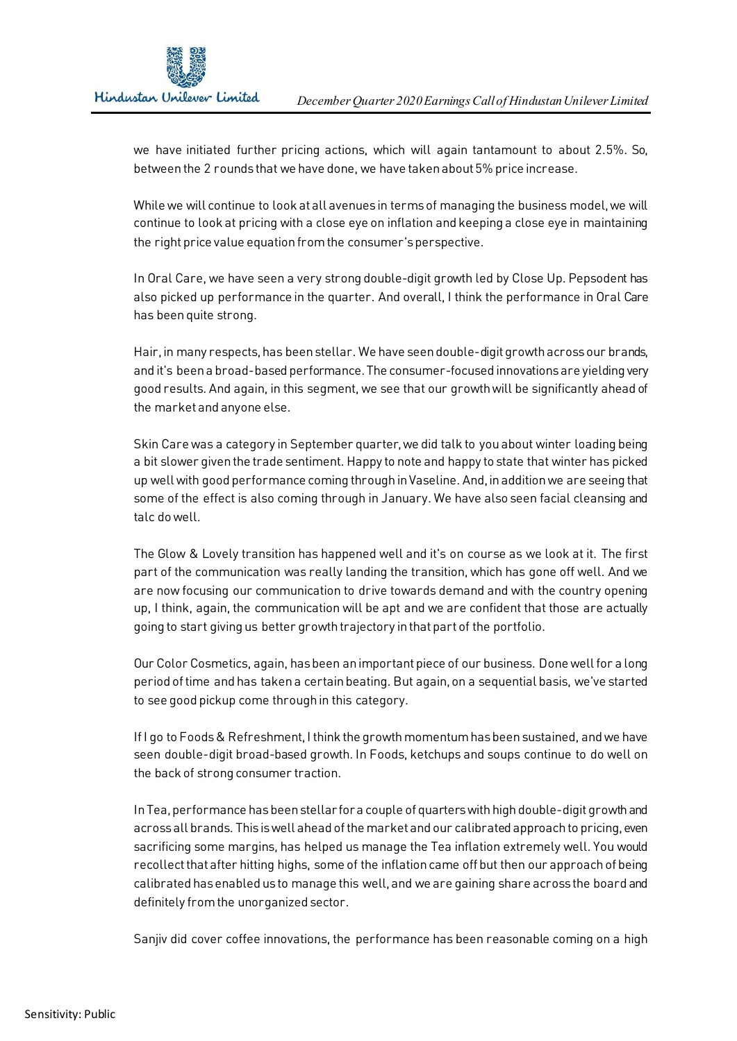we have initiated further pricing actions, which will again tantamount to about 2.5%. So, between the 2 rounds that we have done, we have taken about 5% price increase.

While we will continue to look at all avenues in terms of managing the business model, we will continue to look at pricing with a close eye on inflation and keeping a close eye in maintaining the right price value equation from the consumer's perspective.

In Oral Care, we have seen a very strong double-digit growth led by Close Up. Pepsodent has also picked up performance in the quarter. And overall, I think the performance in Oral Care has been quite strong.

Hair, in many respects, has been stellar. We have seen double-digit growth across our brands, and it's been a broad-based performance. The consumer-focused innovations are yielding very good results. And again, in this segment, we see that our growth will be significantly ahead of the market and anyone else.

Skin Care was a category in September quarter, we did talk to you about winter loading being a bit slower given the trade sentiment. Happy to note and happy to state that winter has picked up well with good performance coming through in Vaseline. And, in addition we are seeing that some of the effect is also coming through in January. We have also seen facial cleansing and talc do well.

The Glow & Lovely transition has happened well and it's on course as we look at it. The first part of the communication was really landing the transition, which has gone off well. And we are now focusing our communication to drive towards demand and with the country opening up, I think, again, the communication will be apt and we are confident that those are actually going to start giving us better growth trajectory in that part of the portfolio.

Our Color Cosmetics, again, has been an important piece of our business. Done well for a long period of time and has taken a certain beating. But again, on a sequential basis, we've started to see good pickup come through in this category.

If I go to Foods & Refreshment, I think the growth momentum has been sustained, and we have seen double-digit broad-based growth. In Foods, ketchups and soups continue to do well on the back of strong consumer traction.

In Tea, performance has been stellar for a couple of quarters with high double-digit growth and across all brands. This is well ahead of the market and our calibrated approach to pricing, even sacrificing some margins, has helped us manage the Tea inflation extremely well. You would recollect that after hitting highs, some of the inflation came off but then our approach of being calibrated has enabled us to manage this well, and we are gaining share across the board and definitely from the unorganized sector.

Sanjiv did cover coffee innovations, the performance has been reasonable coming on a high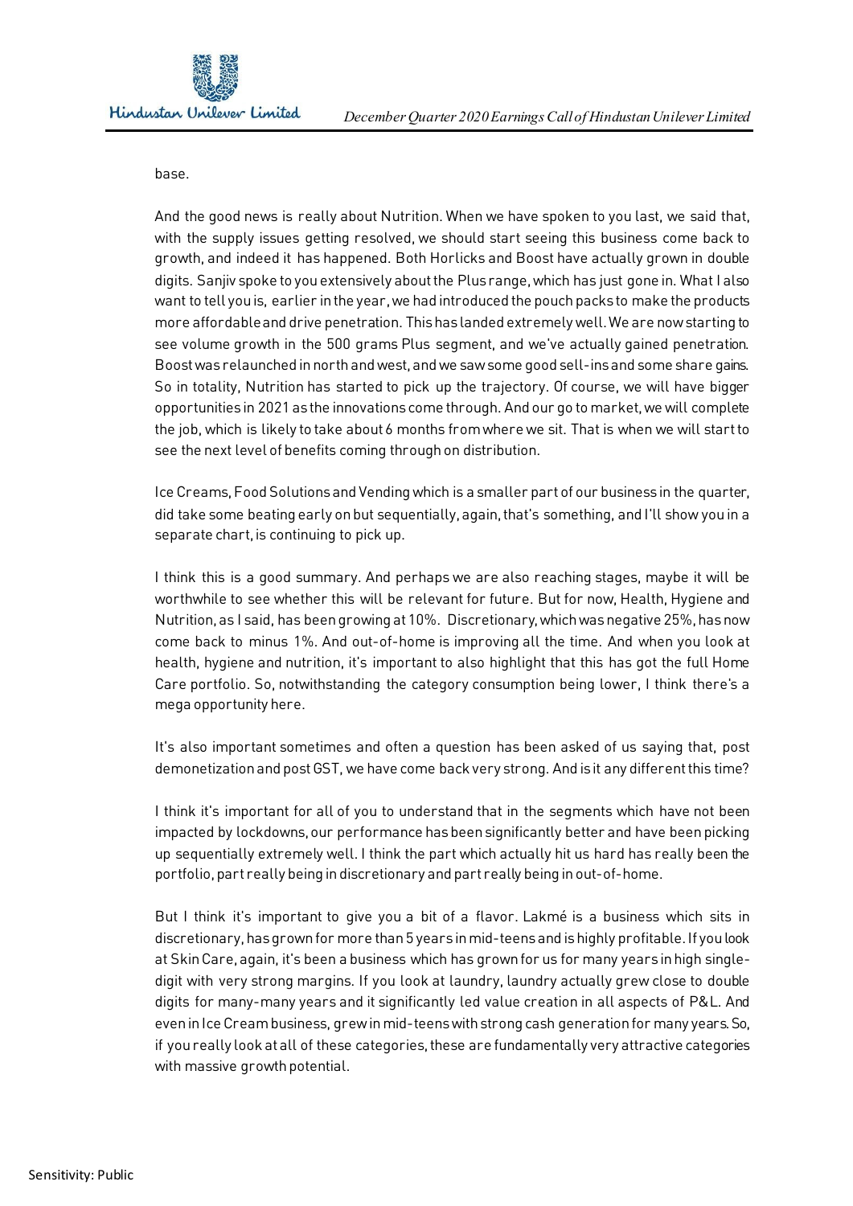base.

And the good news is really about Nutrition. When we have spoken to you last, we said that, with the supply issues getting resolved, we should start seeing this business come back to growth, and indeed it has happened. Both Horlicks and Boost have actually grown in double digits. Sanjiv spoke to you extensively about the Plus range, which has just gone in. What I also want to tell you is, earlier in the year, we had introduced the pouch packs to make the products more affordable and drive penetration. This has landed extremely well. We are now starting to see volume growth in the 500 grams Plus segment, and we've actually gained penetration. Boost was relaunched in north and west, and we saw some good sell-ins and some share gains. So in totality, Nutrition has started to pick up the trajectory. Of course, we will have bigger opportunities in 2021 as the innovations come through. And our go to market, we will complete the job, which is likely to take about 6 months from where we sit. That is when we will start to see the next level of benefits coming through on distribution.

Ice Creams, Food Solutions and Vending which is a smaller part of our business in the quarter, did take some beating early on but sequentially, again, that's something, and I'll show you in a separate chart, is continuing to pick up.

I think this is a good summary. And perhaps we are also reaching stages, maybe it will be worthwhile to see whether this will be relevant for future. But for now, Health, Hygiene and Nutrition, as I said, has been growing at 10%. Discretionary, which was negative 25%, has now come back to minus 1%. And out-of-home is improving all the time. And when you look at health, hygiene and nutrition, it's important to also highlight that this has got the full Home Care portfolio. So, notwithstanding the category consumption being lower, I think there's a mega opportunity here.

It's also important sometimes and often a question has been asked of us saying that, post demonetization and post GST, we have come back very strong. And is it any different this time?

I think it's important for all of you to understand that in the segments which have not been impacted by lockdowns, our performance has been significantly better and have been picking up sequentially extremely well. I think the part which actually hit us hard has really been the portfolio, part really being in discretionary and part really being in out-of-home.

But I think it's important to give you a bit of a flavor. Lakmé is a business which sits in discretionary, has grown for more than 5 years in mid-teens and is highly profitable. If you look at Skin Care, again, it's been a business which has grown for us for many years in high single-digit with very strong margins. If you look at laundry, laundry actually grew close to double digits for many-many years and it significantly led value creation in all aspects of P&L. And even in Ice Cream business, grew in mid-teens with strong cash generation for many years. So, if you really look at all of these categories, these are fundamentally very attractive categories with massive growth potential.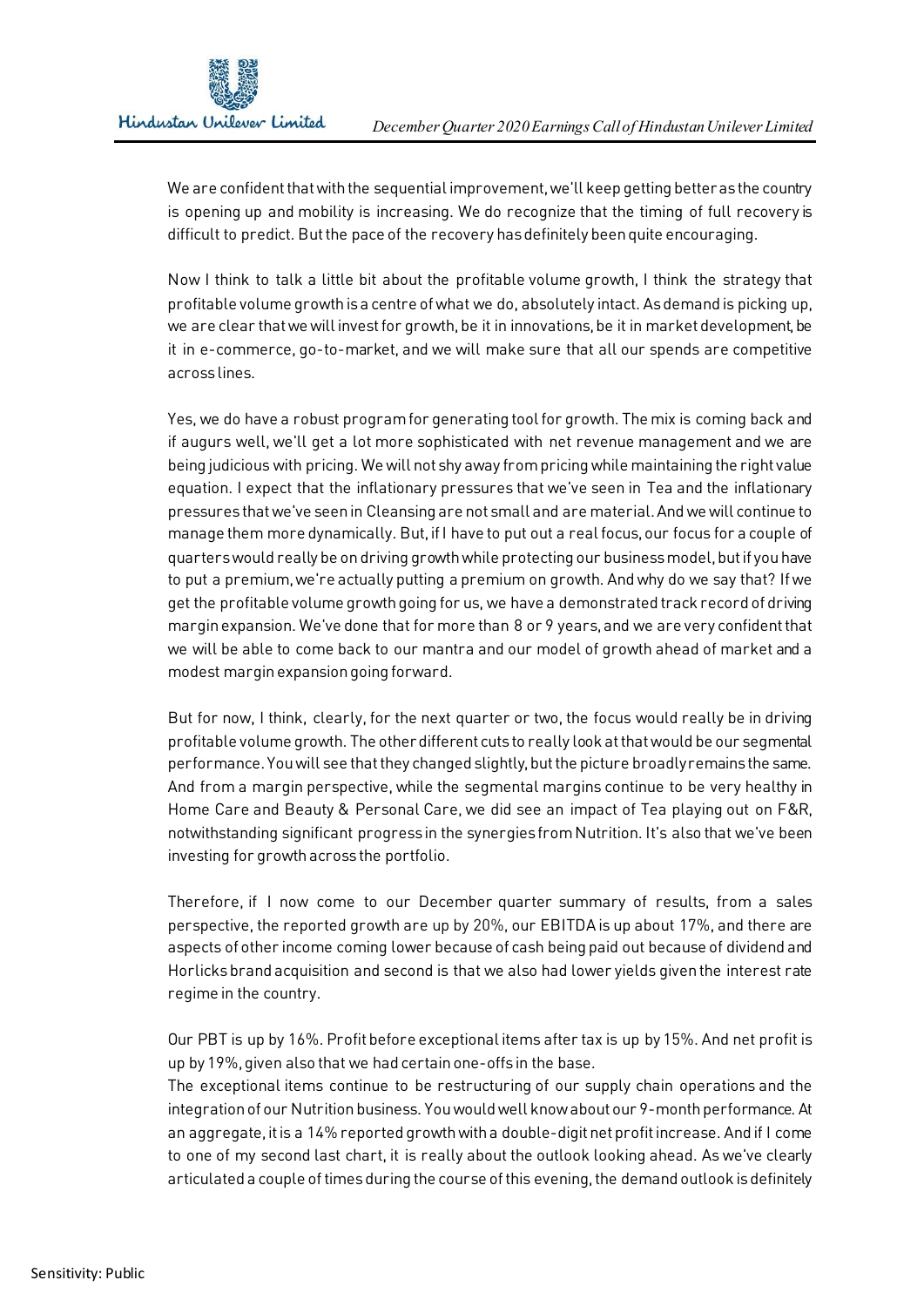We are confident that with the sequential improvement, we'll keep getting better as the country is opening up and mobility is increasing. We do recognize that the timing of full recovery is difficult to predict. But the pace of the recovery has definitely been quite encouraging.

Now I think to talk a little bit about the profitable volume growth, I think the strategy that profitable volume growth is a centre of what we do, absolutely intact. As demand is picking up, we are clear that we will invest for growth, be it in innovations, be it in market development, be it in e-commerce, go-to-market, and we will make sure that all our spends are competitive across lines.

Yes, we do have a robust program for generating tool for growth. The mix is coming back and if augurs well, we'll get a lot more sophisticated with net revenue management and we are being judicious with pricing. We will not shy away from pricing while maintaining the right value equation. I expect that the inflationary pressures that we've seen in Tea and the inflationary pressures that we've seen in Cleansing are not small and are material. And we will continue to manage them more dynamically. But, if I have to put out a real focus, our focus for a couple of quarters would really be on driving growth while protecting our business model, but if you have to put a premium, we're actually putting a premium on growth. And why do we say that? If we get the profitable volume growth going for us, we have a demonstrated track record of driving margin expansion. We've done that for more than 8 or 9 years, and we are very confident that we will be able to come back to our mantra and our model of growth ahead of market and a modest margin expansion going forward.

But for now, I think, clearly, for the next quarter or two, the focus would really be in driving profitable volume growth. The other different cuts to really look at that would be our segmental performance. You will see that they changed slightly, but the picture broadly remains the same. And from a margin perspective, while the segmental margins continue to be very healthy in Home Care and Beauty & Personal Care, we did see an impact of Tea playing out on F&R, notwithstanding significant progress in the synergies from Nutrition. It's also that we've been investing for growth across the portfolio.

Therefore, if I now come to our December quarter summary of results, from a sales perspective, the reported growth are up by 20%, our EBITDA is up about 17%, and there are aspects of other income coming lower because of cash being paid out because of dividend and Horlicks brand acquisition and second is that we also had lower yields given the interest rate regime in the country.

Our PBT is up by 16%. Profit before exceptional items after tax is up by 15%. And net profit is up by 19%, given also that we had certain one-offs in the base.
The exceptional items continue to be restructuring of our supply chain operations and the integration of our Nutrition business. You would well know about our 9-month performance. At an aggregate, it is a 14% reported growth with a double-digit net profit increase. And if I come to one of my second last chart, it is really about the outlook looking ahead. As we've clearly articulated a couple of times during the course of this evening, the demand outlook is definitely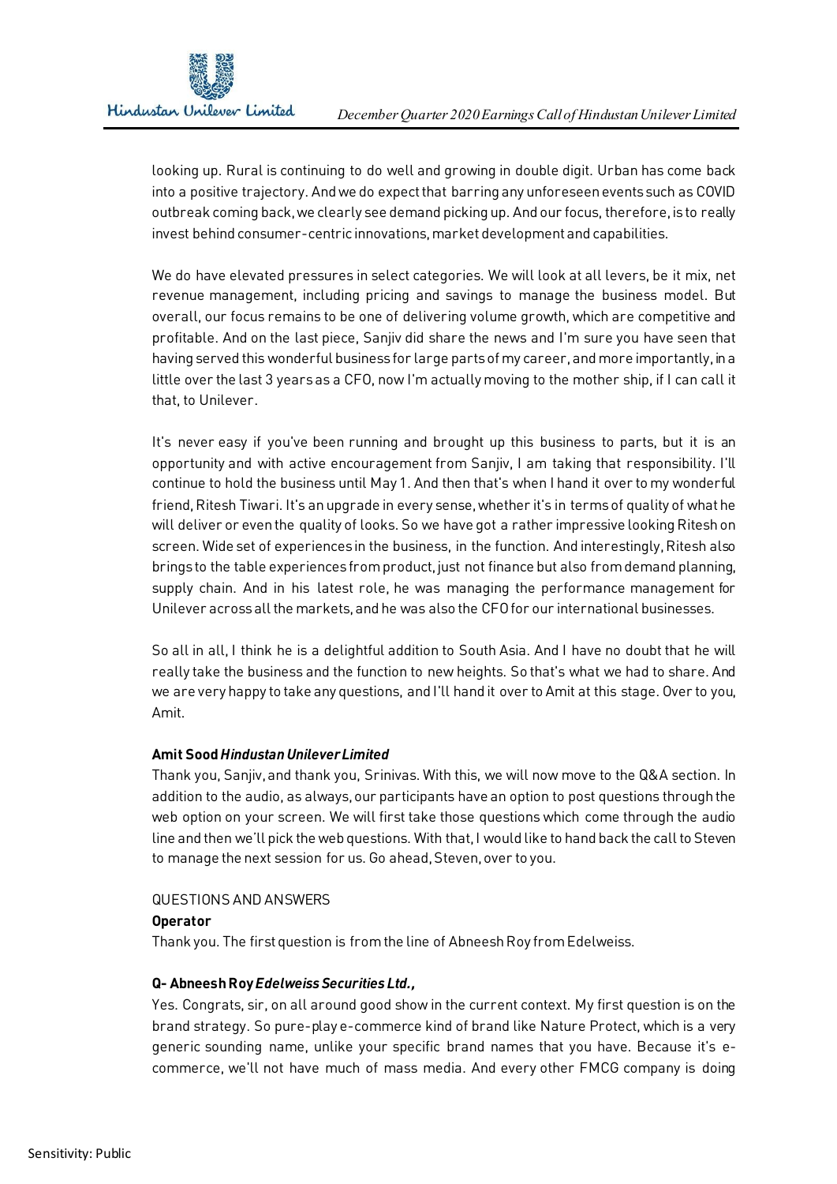looking up. Rural is continuing to do well and growing in double digit. Urban has come back into a positive trajectory. And we do expect that barring any unforeseen events such as COVID outbreak coming back, we clearly see demand picking up. And our focus, therefore, is to really invest behind consumer-centric innovations, market development and capabilities.

We do have elevated pressures in select categories. We will look at all levers, be it mix, net revenue management, including pricing and savings to manage the business model. But overall, our focus remains to be one of delivering volume growth, which are competitive and profitable. And on the last piece, Sanjiv did share the news and I'm sure you have seen that having served this wonderful business for large parts of my career, and more importantly, in a little over the last 3 years as a CFO, now I'm actually moving to the mother ship, if I can call it that, to Unilever.

It's never easy if you've been running and brought up this business to parts, but it is an opportunity and with active encouragement from Sanjiv, I am taking that responsibility. I'll continue to hold the business until May 1. And then that's when I hand it over to my wonderful friend, Ritesh Tiwari. It's an upgrade in every sense, whether it's in terms of quality of what he will deliver or even the quality of looks. So we have got a rather impressive looking Ritesh on screen. Wide set of experiences in the business, in the function. And interestingly, Ritesh also brings to the table experiences from product, just not finance but also from demand planning, supply chain. And in his latest role, he was managing the performance management for Unilever across all the markets, and he was also the CFO for our international businesses.

So all in all, I think he is a delightful addition to South Asia. And I have no doubt that he will really take the business and the function to new heights. So that's what we had to share. And we are very happy to take any questions, and I'll hand it over to Amit at this stage. Over to you, Amit.

**Amit Sood** ***Hindustan Unilever Limited***

Thank you, Sanjiv, and thank you, Srinivas. With this, we will now move to the Q&A section. In addition to the audio, as always, our participants have an option to post questions through the web option on your screen. We will first take those questions which come through the audio line and then we'll pick the web questions. With that, I would like to hand back the call to Steven to manage the next session for us. Go ahead, Steven, over to you.

QUESTIONS AND ANSWERS

**Operator**

Thank you. The first question is from the line of Abneesh Roy from Edelweiss.

**Q- Abneesh Roy** ***Edelweiss Securities Ltd.,***

Yes. Congrats, sir, on all around good show in the current context. My first question is on the brand strategy. So pure-play e-commerce kind of brand like Nature Protect, which is a very generic sounding name, unlike your specific brand names that you have. Because it's e-commerce, we'll not have much of mass media. And every other FMCG company is doing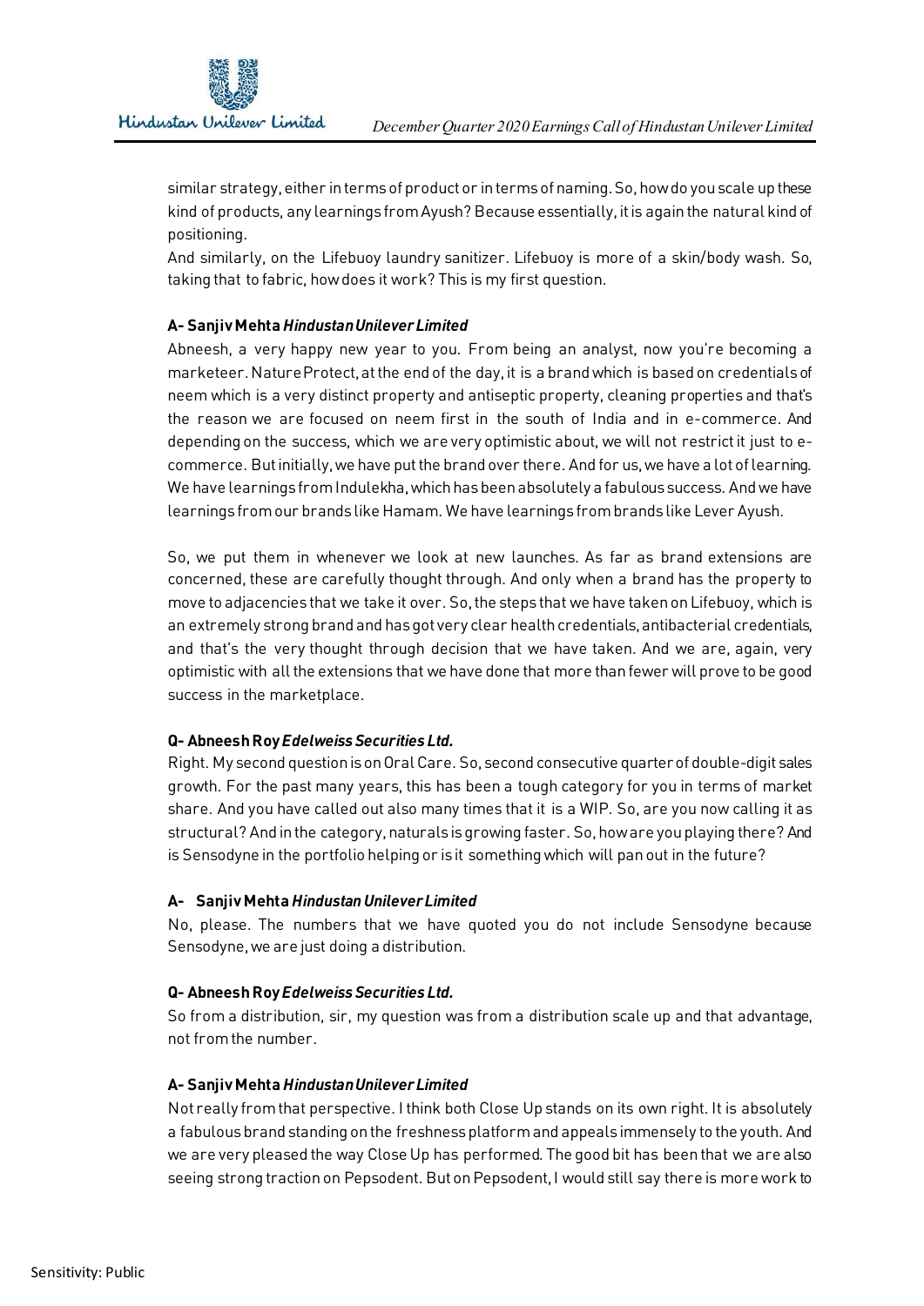similar strategy, either in terms of product or in terms of naming. So, how do you scale up these kind of products, any learnings from Ayush? Because essentially, it is again the natural kind of positioning.

And similarly, on the Lifebuoy laundry sanitizer. Lifebuoy is more of a skin/body wash. So, taking that to fabric, how does it work? This is my first question.

**A- Sanjiv Mehta *Hindustan Unilever Limited***

Abneesh, a very happy new year to you. From being an analyst, now you're becoming a marketeer. Nature Protect, at the end of the day, it is a brand which is based on credentials of neem which is a very distinct property and antiseptic property, cleaning properties and that's the reason we are focused on neem first in the south of India and in e-commerce. And depending on the success, which we are very optimistic about, we will not restrict it just to e-commerce. But initially, we have put the brand over there. And for us, we have a lot of learning. We have learnings from Indulekha, which has been absolutely a fabulous success. And we have learnings from our brands like Hamam. We have learnings from brands like Lever Ayush.

So, we put them in whenever we look at new launches. As far as brand extensions are concerned, these are carefully thought through. And only when a brand has the property to move to adjacencies that we take it over. So, the steps that we have taken on Lifebuoy, which is an extremely strong brand and has got very clear health credentials, antibacterial credentials, and that's the very thought through decision that we have taken. And we are, again, very optimistic with all the extensions that we have done that more than fewer will prove to be good success in the marketplace.

**Q- Abneesh Roy *Edelweiss Securities Ltd.***

Right. My second question is on Oral Care. So, second consecutive quarter of double-digit sales growth. For the past many years, this has been a tough category for you in terms of market share. And you have called out also many times that it is a WIP. So, are you now calling it as structural? And in the category, naturals is growing faster. So, how are you playing there? And is Sensodyne in the portfolio helping or is it something which will pan out in the future?

**A- Sanjiv Mehta *Hindustan Unilever Limited***

No, please. The numbers that we have quoted you do not include Sensodyne because Sensodyne, we are just doing a distribution.

**Q- Abneesh Roy *Edelweiss Securities Ltd.***

So from a distribution, sir, my question was from a distribution scale up and that advantage, not from the number.

**A- Sanjiv Mehta *Hindustan Unilever Limited***

Not really from that perspective. I think both Close Up stands on its own right. It is absolutely a fabulous brand standing on the freshness platform and appeals immensely to the youth. And we are very pleased the way Close Up has performed. The good bit has been that we are also seeing strong traction on Pepsodent. But on Pepsodent, I would still say there is more work to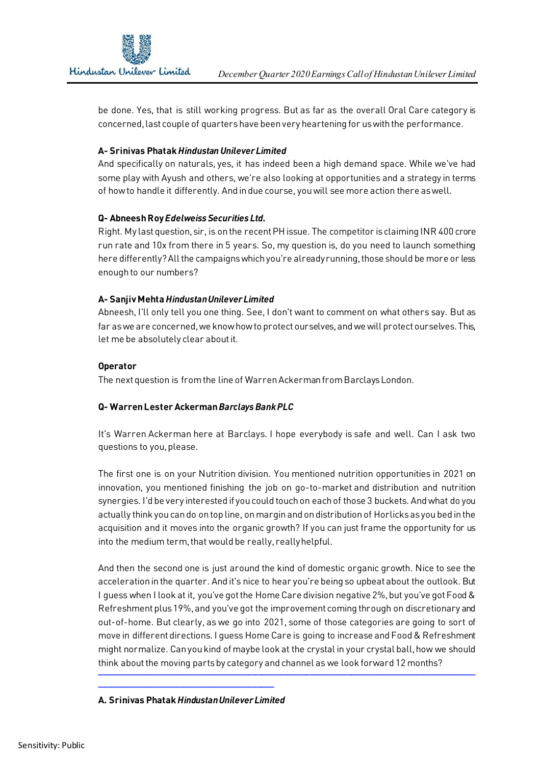be done. Yes, that is still working progress. But as far as the overall Oral Care category is concerned, last couple of quarters have been very heartening for us with the performance.

**A- Srinivas Phatak *Hindustan Unilever Limited***

And specifically on naturals, yes, it has indeed been a high demand space. While we've had some play with Ayush and others, we're also looking at opportunities and a strategy in terms of how to handle it differently. And in due course, you will see more action there as well.

**Q- Abneesh Roy *Edelweiss Securities Ltd.***

Right. My last question, sir, is on the recent PH issue. The competitor is claiming INR 400 crore run rate and 10x from there in 5 years. So, my question is, do you need to launch something here differently? All the campaigns which you're already running, those should be more or less enough to our numbers?

**A- Sanjiv Mehta *Hindustan Unilever Limited***

Abneesh, I'll only tell you one thing. See, I don't want to comment on what others say. But as far as we are concerned, we know how to protect ourselves, and we will protect ourselves. This, let me be absolutely clear about it.

**Operator**

The next question is from the line of Warren Ackerman from Barclays London.

**Q- Warren Lester Ackerman *Barclays Bank PLC***

It's Warren Ackerman here at Barclays. I hope everybody is safe and well. Can I ask two questions to you, please.

The first one is on your Nutrition division. You mentioned nutrition opportunities in 2021 on innovation, you mentioned finishing the job on go-to-market and distribution and nutrition synergies. I'd be very interested if you could touch on each of those 3 buckets. And what do you actually think you can do on top line, on margin and on distribution of Horlicks as you bed in the acquisition and it moves into the organic growth? If you can just frame the opportunity for us into the medium term, that would be really, really helpful.

And then the second one is just around the kind of domestic organic growth. Nice to see the acceleration in the quarter. And it's nice to hear you're being so upbeat about the outlook. But I guess when I look at it, you've got the Home Care division negative 2%, but you've got Food & Refreshment plus 19%, and you've got the improvement coming through on discretionary and out-of-home. But clearly, as we go into 2021, some of those categories are going to sort of move in different directions. I guess Home Care is going to increase and Food & Refreshment might normalize. Can you kind of maybe look at the crystal in your crystal ball, how we should think about the moving parts by category and channel as we look forward 12 months?

**A. Srinivas Phatak *Hindustan Unilever Limited***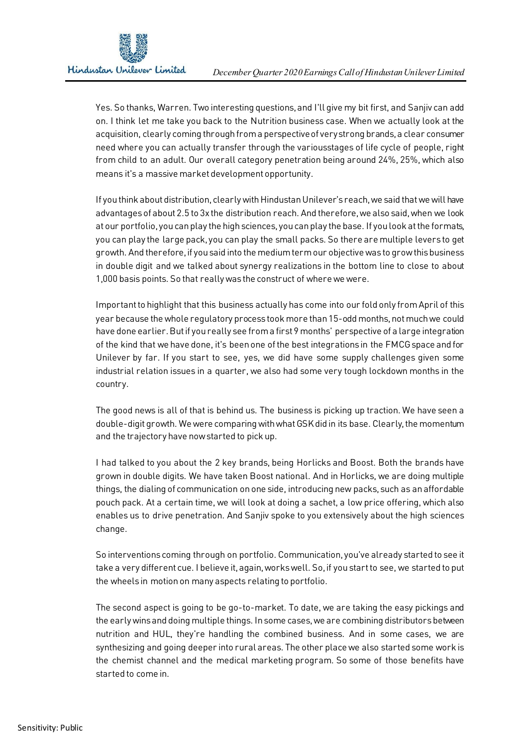Yes. So thanks, Warren. Two interesting questions, and I'll give my bit first, and Sanjiv can add on. I think let me take you back to the Nutrition business case. When we actually look at the acquisition, clearly coming through from a perspective of very strong brands, a clear consumer need where you can actually transfer through the variousstages of life cycle of people, right from child to an adult. Our overall category penetration being around 24%, 25%, which also means it's a massive market development opportunity.

If you think about distribution, clearly with Hindustan Unilever's reach, we said that we will have advantages of about 2.5 to 3x the distribution reach. And therefore, we also said, when we look at our portfolio, you can play the high sciences, you can play the base. If you look at the formats, you can play the large pack, you can play the small packs. So there are multiple levers to get growth. And therefore, if you said into the medium term our objective was to grow this business in double digit and we talked about synergy realizations in the bottom line to close to about 1,000 basis points. So that really was the construct of where we were.

Important to highlight that this business actually has come into our fold only from April of this year because the whole regulatory process took more than 15-odd months, not much we could have done earlier. But if you really see from a first 9 months' perspective of a large integration of the kind that we have done, it's been one of the best integrations in the FMCG space and for Unilever by far. If you start to see, yes, we did have some supply challenges given some industrial relation issues in a quarter, we also had some very tough lockdown months in the country.

The good news is all of that is behind us. The business is picking up traction. We have seen a double-digit growth. We were comparing with what GSK did in its base. Clearly, the momentum and the trajectory have now started to pick up.

I had talked to you about the 2 key brands, being Horlicks and Boost. Both the brands have grown in double digits. We have taken Boost national. And in Horlicks, we are doing multiple things, the dialing of communication on one side, introducing new packs, such as an affordable pouch pack. At a certain time, we will look at doing a sachet, a low price offering, which also enables us to drive penetration. And Sanjiv spoke to you extensively about the high sciences change.

So interventions coming through on portfolio. Communication, you've already started to see it take a very different cue. I believe it, again, works well. So, if you start to see, we started to put the wheels in motion on many aspects relating to portfolio.

The second aspect is going to be go-to-market. To date, we are taking the easy pickings and the early wins and doing multiple things. In some cases, we are combining distributors between nutrition and HUL, they're handling the combined business. And in some cases, we are synthesizing and going deeper into rural areas. The other place we also started some work is the chemist channel and the medical marketing program. So some of those benefits have started to come in.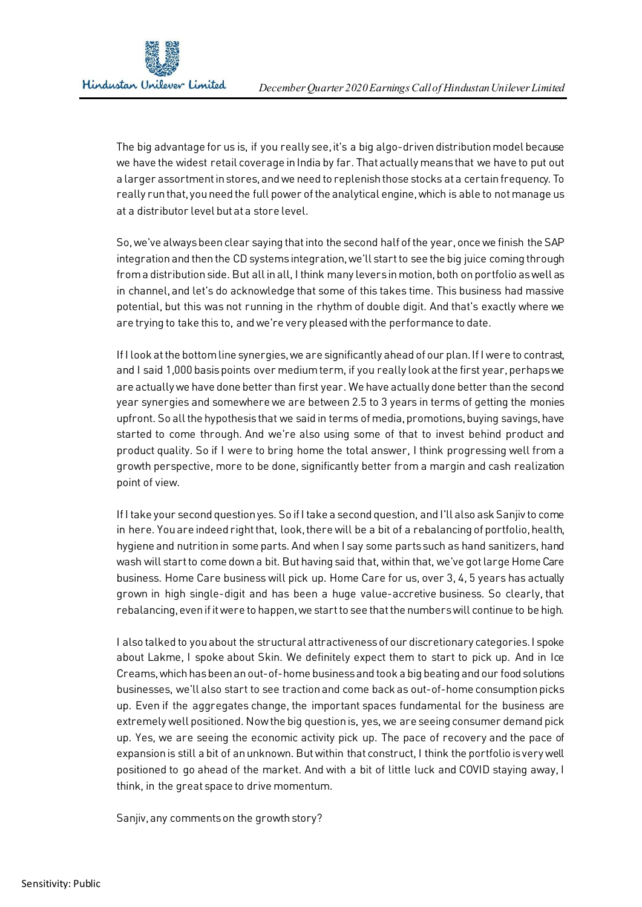The big advantage for us is, if you really see, it's a big algo-driven distribution model because we have the widest retail coverage in India by far. That actually means that we have to put out a larger assortment in stores, and we need to replenish those stocks at a certain frequency. To really run that, you need the full power of the analytical engine, which is able to not manage us at a distributor level but at a store level.

So, we've always been clear saying that into the second half of the year, once we finish the SAP integration and then the CD systems integration, we'll start to see the big juice coming through from a distribution side. But all in all, I think many levers in motion, both on portfolio as well as in channel, and let's do acknowledge that some of this takes time. This business had massive potential, but this was not running in the rhythm of double digit. And that's exactly where we are trying to take this to, and we're very pleased with the performance to date.

If I look at the bottom line synergies, we are significantly ahead of our plan. If I were to contrast, and I said 1,000 basis points over medium term, if you really look at the first year, perhaps we are actually we have done better than first year. We have actually done better than the second year synergies and somewhere we are between 2.5 to 3 years in terms of getting the monies upfront. So all the hypothesis that we said in terms of media, promotions, buying savings, have started to come through. And we're also using some of that to invest behind product and product quality. So if I were to bring home the total answer, I think progressing well from a growth perspective, more to be done, significantly better from a margin and cash realization point of view.

If I take your second question yes. So if I take a second question, and I'll also ask Sanjiv to come in here. You are indeed right that, look, there will be a bit of a rebalancing of portfolio, health, hygiene and nutrition in some parts. And when I say some parts such as hand sanitizers, hand wash will start to come down a bit. But having said that, within that, we've got large Home Care business. Home Care business will pick up. Home Care for us, over 3, 4, 5 years has actually grown in high single-digit and has been a huge value-accretive business. So clearly, that rebalancing, even if it were to happen, we start to see that the numbers will continue to be high.

I also talked to you about the structural attractiveness of our discretionary categories. I spoke about Lakme, I spoke about Skin. We definitely expect them to start to pick up. And in Ice Creams, which has been an out-of-home business and took a big beating and our food solutions businesses, we'll also start to see traction and come back as out-of-home consumption picks up. Even if the aggregates change, the important spaces fundamental for the business are extremely well positioned. Now the big question is, yes, we are seeing consumer demand pick up. Yes, we are seeing the economic activity pick up. The pace of recovery and the pace of expansion is still a bit of an unknown. But within that construct, I think the portfolio is very well positioned to go ahead of the market. And with a bit of little luck and COVID staying away, I think, in the great space to drive momentum.

Sanjiv, any comments on the growth story?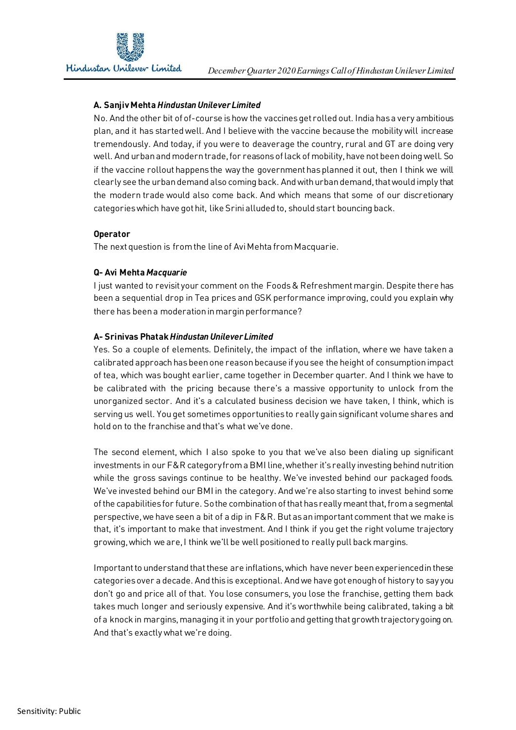**A. Sanjiv Mehta** ***Hindustan Unilever Limited***

No. And the other bit of of-course is how the vaccines get rolled out. India has a very ambitious plan, and it has started well. And I believe with the vaccine because the mobility will increase tremendously. And today, if you were to deaverage the country, rural and GT are doing very well. And urban and modern trade, for reasons of lack of mobility, have not been doing well. So if the vaccine rollout happens the way the government has planned it out, then I think we will clearly see the urban demand also coming back. And with urban demand, that would imply that the modern trade would also come back. And which means that some of our discretionary categories which have got hit, like Srini alluded to, should start bouncing back.

**Operator**

The next question is from the line of Avi Mehta from Macquarie.

**Q- Avi Mehta** ***Macquarie***

I just wanted to revisit your comment on the Foods & Refreshment margin. Despite there has been a sequential drop in Tea prices and GSK performance improving, could you explain why there has been a moderation in margin performance?

**A- Srinivas Phatak** ***Hindustan Unilever Limited***

Yes. So a couple of elements. Definitely, the impact of the inflation, where we have taken a calibrated approach has been one reason because if you see the height of consumption impact of tea, which was bought earlier, came together in December quarter. And I think we have to be calibrated with the pricing because there's a massive opportunity to unlock from the unorganized sector. And it's a calculated business decision we have taken, I think, which is serving us well. You get sometimes opportunities to really gain significant volume shares and hold on to the franchise and that's what we've done.

The second element, which I also spoke to you that we've also been dialing up significant investments in our F&R category from a BMI line, whether it's really investing behind nutrition while the gross savings continue to be healthy. We've invested behind our packaged foods. We've invested behind our BMI in the category. And we're also starting to invest behind some of the capabilities for future. So the combination of that has really meant that, from a segmental perspective, we have seen a bit of a dip in F&R. But as an important comment that we make is that, it's important to make that investment. And I think if you get the right volume trajectory growing, which we are, I think we'll be well positioned to really pull back margins.

Important to understand that these are inflations, which have never been experienced in these categories over a decade. And this is exceptional. And we have got enough of history to say you don't go and price all of that. You lose consumers, you lose the franchise, getting them back takes much longer and seriously expensive. And it's worthwhile being calibrated, taking a bit of a knock in margins, managing it in your portfolio and getting that growth trajectory going on. And that's exactly what we're doing.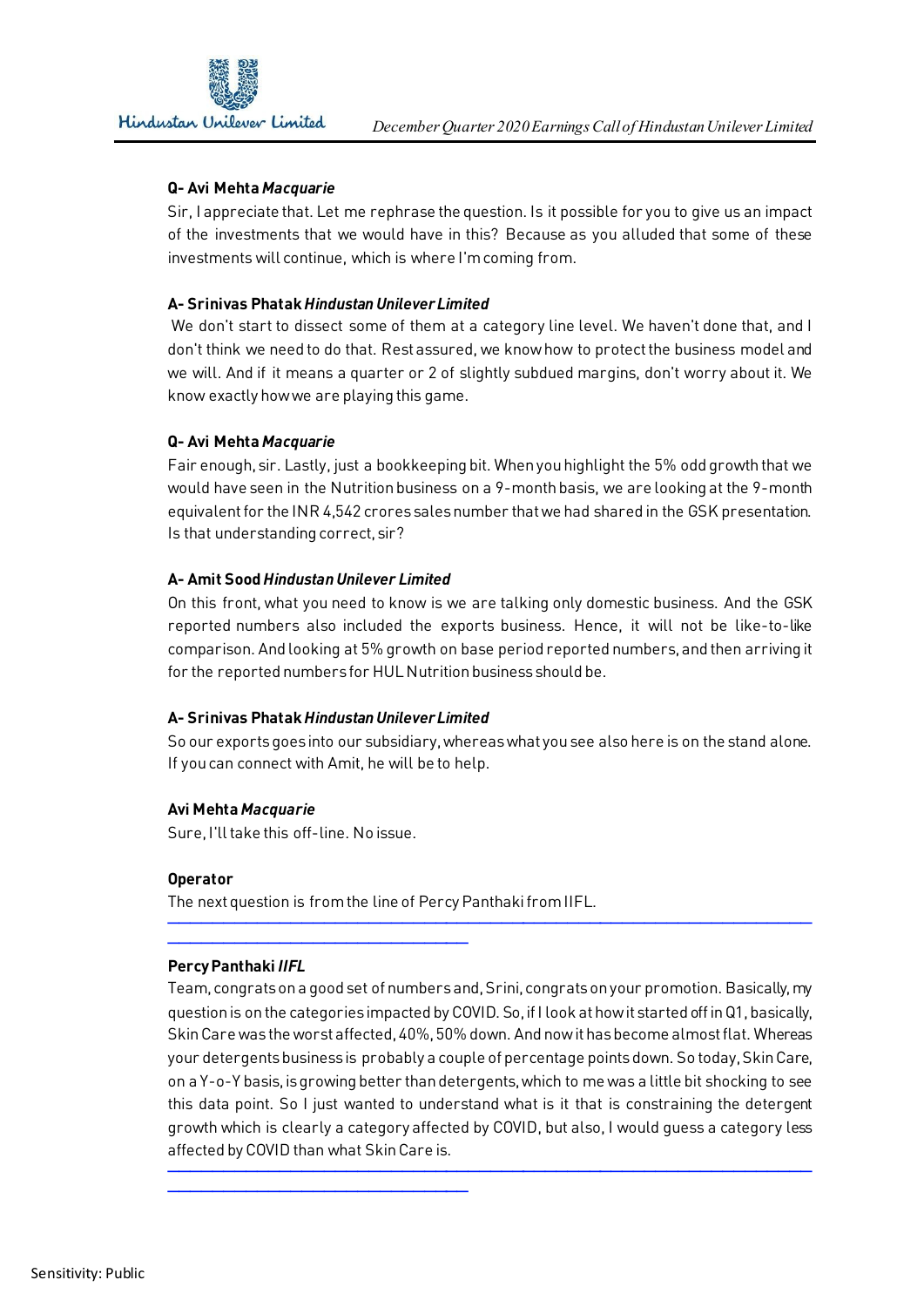**Q- Avi Mehta** ***Macquarie***

Sir, I appreciate that. Let me rephrase the question. Is it possible for you to give us an impact of the investments that we would have in this? Because as you alluded that some of these investments will continue, which is where I'm coming from.

**A- Srinivas Phatak** ***Hindustan Unilever Limited***

We don't start to dissect some of them at a category line level. We haven't done that, and I don't think we need to do that. Rest assured, we know how to protect the business model and we will. And if it means a quarter or 2 of slightly subdued margins, don't worry about it. We know exactly how we are playing this game.

**Q- Avi Mehta** ***Macquarie***

Fair enough, sir. Lastly, just a bookkeeping bit. When you highlight the 5% odd growth that we would have seen in the Nutrition business on a 9-month basis, we are looking at the 9-month equivalent for the INR 4,542 crores sales number that we had shared in the GSK presentation. Is that understanding correct, sir?

**A- Amit Sood** ***Hindustan Unilever Limited***

On this front, what you need to know is we are talking only domestic business. And the GSK reported numbers also included the exports business. Hence, it will not be like-to-like comparison. And looking at 5% growth on base period reported numbers, and then arriving it for the reported numbers for HUL Nutrition business should be.

**A- Srinivas Phatak** ***Hindustan Unilever Limited***

So our exports goes into our subsidiary, whereas what you see also here is on the stand alone. If you can connect with Amit, he will be to help.

**Avi Mehta** ***Macquarie***

Sure, I'll take this off-line. No issue.

**Operator**

The next question is from the line of Percy Panthaki from IIFL.

---

**Percy Panthaki** ***IIFL***

Team, congrats on a good set of numbers and, Srini, congrats on your promotion. Basically, my question is on the categories impacted by COVID. So, if I look at how it started off in Q1, basically, Skin Care was the worst affected, 40%, 50% down. And now it has become almost flat. Whereas your detergents business is probably a couple of percentage points down. So today, Skin Care, on a Y-o-Y basis, is growing better than detergents, which to me was a little bit shocking to see this data point. So I just wanted to understand what is it that is constraining the detergent growth which is clearly a category affected by COVID, but also, I would guess a category less affected by COVID than what Skin Care is.

---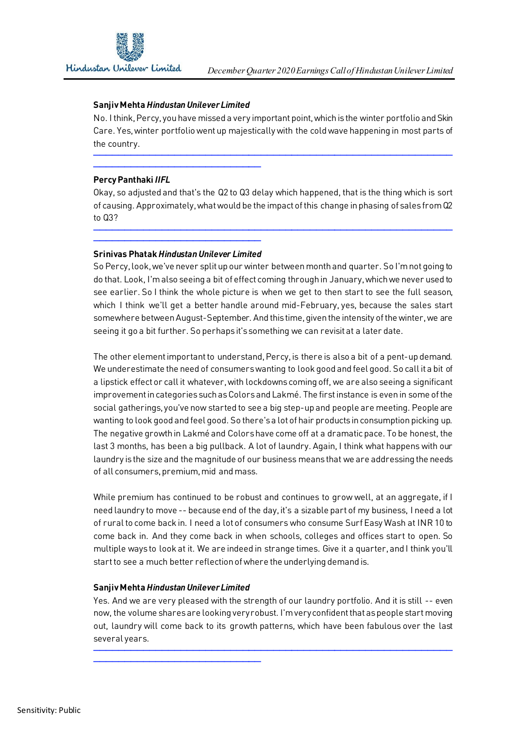**Sanjiv Mehta** ***Hindustan Unilever Limited***

No. I think, Percy, you have missed a very important point, which is the winter portfolio and Skin Care. Yes, winter portfolio went up majestically with the cold wave happening in most parts of the country.

---

**Percy Panthaki** ***IIFL***

Okay, so adjusted and that's the Q2 to Q3 delay which happened, that is the thing which is sort of causing. Approximately, what would be the impact of this change in phasing of sales from Q2 to Q3?

---

**Srinivas Phatak** ***Hindustan Unilever Limited***

So Percy, look, we've never split up our winter between month and quarter. So I'm not going to do that. Look, I'm also seeing a bit of effect coming through in January, which we never used to see earlier. So I think the whole picture is when we get to then start to see the full season, which I think we'll get a better handle around mid-February, yes, because the sales start somewhere between August-September. And this time, given the intensity of the winter, we are seeing it go a bit further. So perhaps it's something we can revisit at a later date.

The other element important to understand, Percy, is there is also a bit of a pent-up demand. We underestimate the need of consumers wanting to look good and feel good. So call it a bit of a lipstick effect or call it whatever, with lockdowns coming off, we are also seeing a significant improvement in categories such as Colors and Lakmé. The first instance is even in some of the social gatherings, you've now started to see a big step-up and people are meeting. People are wanting to look good and feel good. So there's a lot of hair products in consumption picking up. The negative growth in Lakmé and Colors have come off at a dramatic pace. To be honest, the last 3 months, has been a big pullback. A lot of laundry. Again, I think what happens with our laundry is the size and the magnitude of our business means that we are addressing the needs of all consumers, premium, mid and mass.

While premium has continued to be robust and continues to grow well, at an aggregate, if I need laundry to move -- because end of the day, it's a sizable part of my business, I need a lot of rural to come back in. I need a lot of consumers who consume Surf Easy Wash at INR 10 to come back in. And they come back in when schools, colleges and offices start to open. So multiple ways to look at it. We are indeed in strange times. Give it a quarter, and I think you'll start to see a much better reflection of where the underlying demand is.

**Sanjiv Mehta** ***Hindustan Unilever Limited***

Yes. And we are very pleased with the strength of our laundry portfolio. And it is still -- even now, the volume shares are looking very robust. I'm very confident that as people start moving out, laundry will come back to its growth patterns, which have been fabulous over the last several years.

---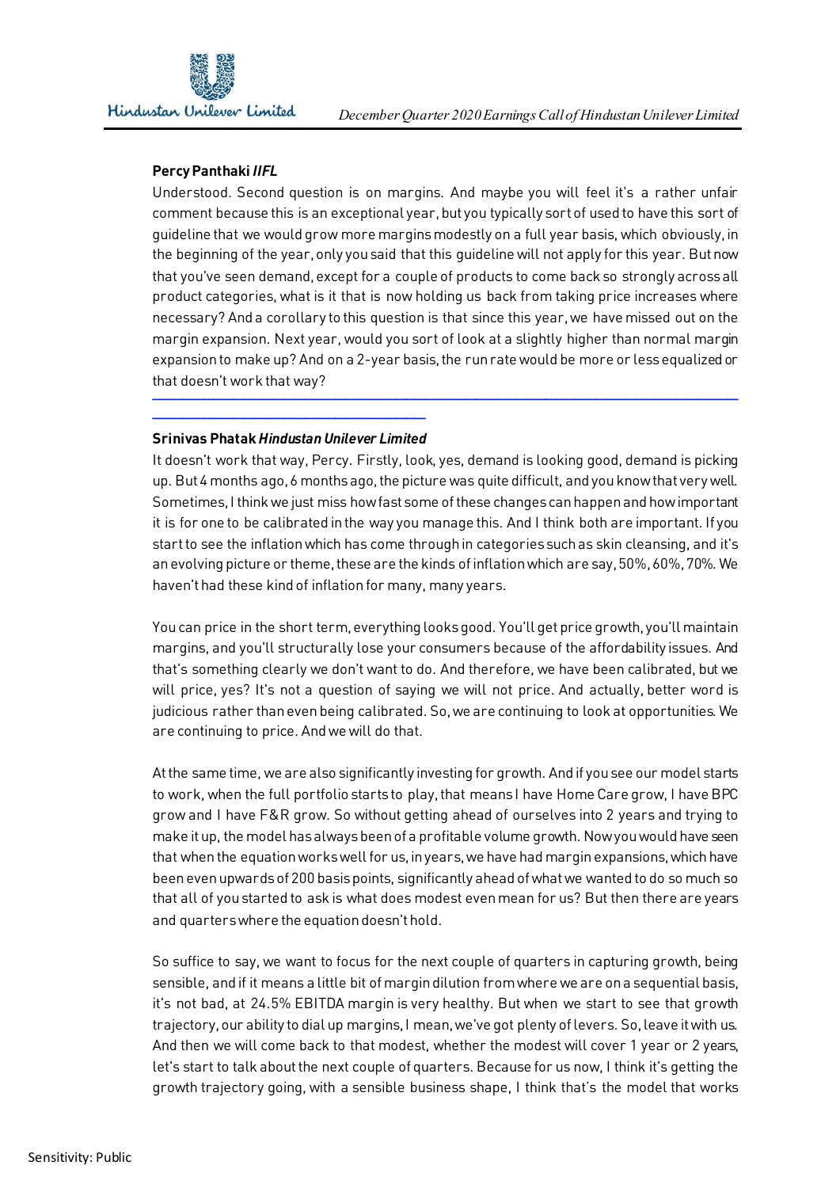**Percy Panthaki *IIFL***

Understood. Second question is on margins. And maybe you will feel it's a rather unfair comment because this is an exceptional year, but you typically sort of used to have this sort of guideline that we would grow more margins modestly on a full year basis, which obviously, in the beginning of the year, only you said that this guideline will not apply for this year. But now that you've seen demand, except for a couple of products to come back so strongly across all product categories, what is it that is now holding us back from taking price increases where necessary? And a corollary to this question is that since this year, we have missed out on the margin expansion. Next year, would you sort of look at a slightly higher than normal margin expansion to make up? And on a 2-year basis, the run rate would be more or less equalized or that doesn't work that way?

---

**Srinivas Phatak *Hindustan Unilever Limited***

It doesn't work that way, Percy. Firstly, look, yes, demand is looking good, demand is picking up. But 4 months ago, 6 months ago, the picture was quite difficult, and you know that very well. Sometimes, I think we just miss how fast some of these changes can happen and how important it is for one to be calibrated in the way you manage this. And I think both are important. If you start to see the inflation which has come through in categories such as skin cleansing, and it's an evolving picture or theme, these are the kinds of inflation which are say, 50%, 60%, 70%. We haven't had these kind of inflation for many, many years.

You can price in the short term, everything looks good. You'll get price growth, you'll maintain margins, and you'll structurally lose your consumers because of the affordability issues. And that's something clearly we don't want to do. And therefore, we have been calibrated, but we will price, yes? It's not a question of saying we will not price. And actually, better word is judicious rather than even being calibrated. So, we are continuing to look at opportunities. We are continuing to price. And we will do that.

At the same time, we are also significantly investing for growth. And if you see our model starts to work, when the full portfolio starts to play, that means I have Home Care grow, I have BPC grow and I have F&R grow. So without getting ahead of ourselves into 2 years and trying to make it up, the model has always been of a profitable volume growth. Now you would have seen that when the equation works well for us, in years, we have had margin expansions, which have been even upwards of 200 basis points, significantly ahead of what we wanted to do so much so that all of you started to ask is what does modest even mean for us? But then there are years and quarters where the equation doesn't hold.

So suffice to say, we want to focus for the next couple of quarters in capturing growth, being sensible, and if it means a little bit of margin dilution from where we are on a sequential basis, it's not bad, at 24.5% EBITDA margin is very healthy. But when we start to see that growth trajectory, our ability to dial up margins, I mean, we've got plenty of levers. So, leave it with us. And then we will come back to that modest, whether the modest will cover 1 year or 2 years, let's start to talk about the next couple of quarters. Because for us now, I think it's getting the growth trajectory going, with a sensible business shape, I think that's the model that works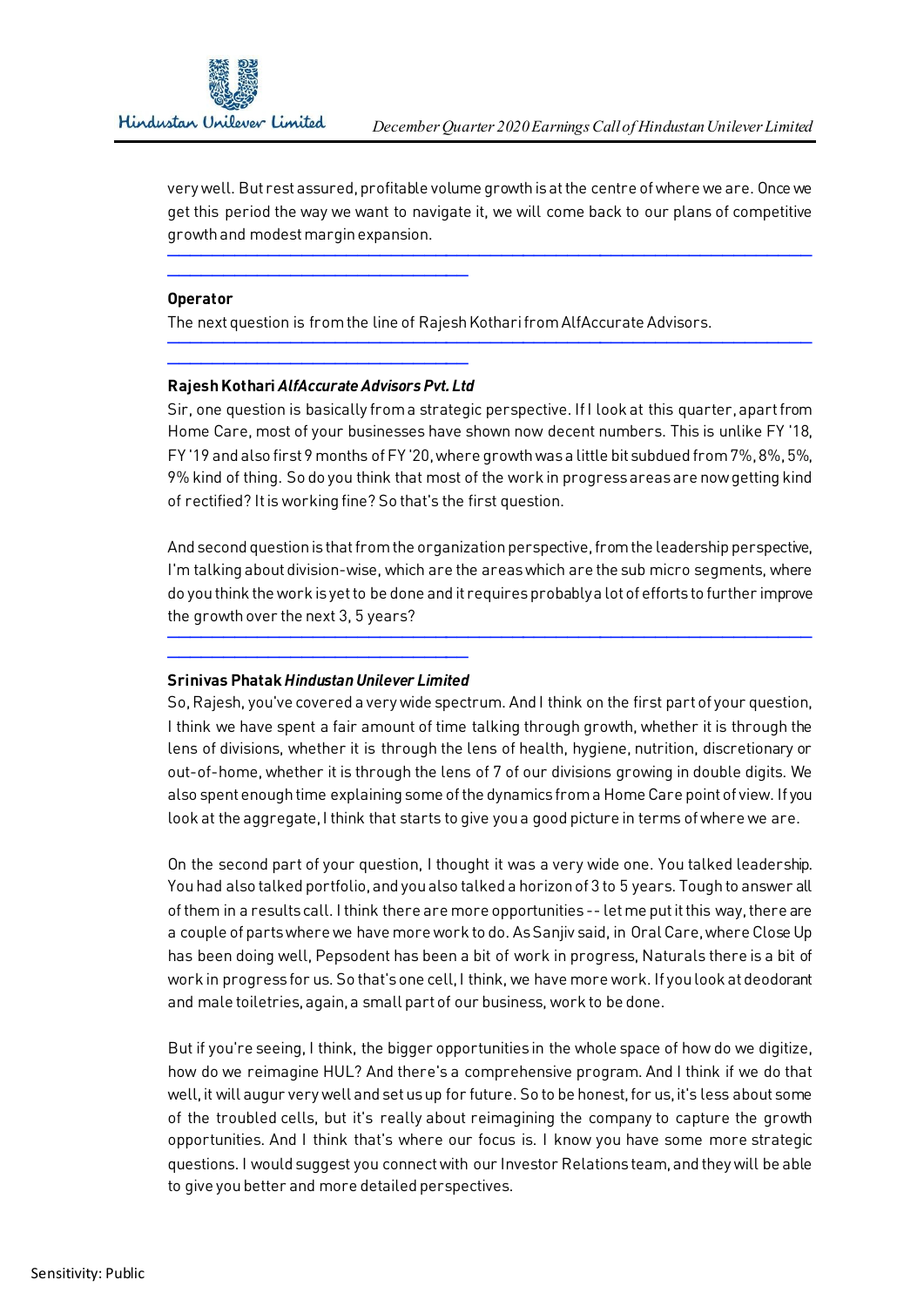very well. But rest assured, profitable volume growth is at the centre of where we are. Once we get this period the way we want to navigate it, we will come back to our plans of competitive growth and modest margin expansion.

---

**Operator**

The next question is from the line of Rajesh Kothari from AlfAccurate Advisors.

---

**Rajesh Kothari** ***AlfAccurate Advisors Pvt. Ltd***

Sir, one question is basically from a strategic perspective. If I look at this quarter, apart from Home Care, most of your businesses have shown now decent numbers. This is unlike FY '18, FY '19 and also first 9 months of FY '20, where growth was a little bit subdued from 7%, 8%, 5%, 9% kind of thing. So do you think that most of the work in progress areas are now getting kind of rectified? It is working fine? So that's the first question.

And second question is that from the organization perspective, from the leadership perspective, I'm talking about division-wise, which are the areas which are the sub micro segments, where do you think the work is yet to be done and it requires probably a lot of efforts to further improve the growth over the next 3, 5 years?

---

**Srinivas Phatak** ***Hindustan Unilever Limited***

So, Rajesh, you've covered a very wide spectrum. And I think on the first part of your question, I think we have spent a fair amount of time talking through growth, whether it is through the lens of divisions, whether it is through the lens of health, hygiene, nutrition, discretionary or out-of-home, whether it is through the lens of 7 of our divisions growing in double digits. We also spent enough time explaining some of the dynamics from a Home Care point of view. If you look at the aggregate, I think that starts to give you a good picture in terms of where we are.

On the second part of your question, I thought it was a very wide one. You talked leadership. You had also talked portfolio, and you also talked a horizon of 3 to 5 years. Tough to answer all of them in a results call. I think there are more opportunities -- let me put it this way, there are a couple of parts where we have more work to do. As Sanjiv said, in Oral Care, where Close Up has been doing well, Pepsodent has been a bit of work in progress, Naturals there is a bit of work in progress for us. So that's one cell, I think, we have more work. If you look at deodorant and male toiletries, again, a small part of our business, work to be done.

But if you're seeing, I think, the bigger opportunities in the whole space of how do we digitize, how do we reimagine HUL? And there's a comprehensive program. And I think if we do that well, it will augur very well and set us up for future. So to be honest, for us, it's less about some of the troubled cells, but it's really about reimagining the company to capture the growth opportunities. And I think that's where our focus is. I know you have some more strategic questions. I would suggest you connect with our Investor Relations team, and they will be able to give you better and more detailed perspectives.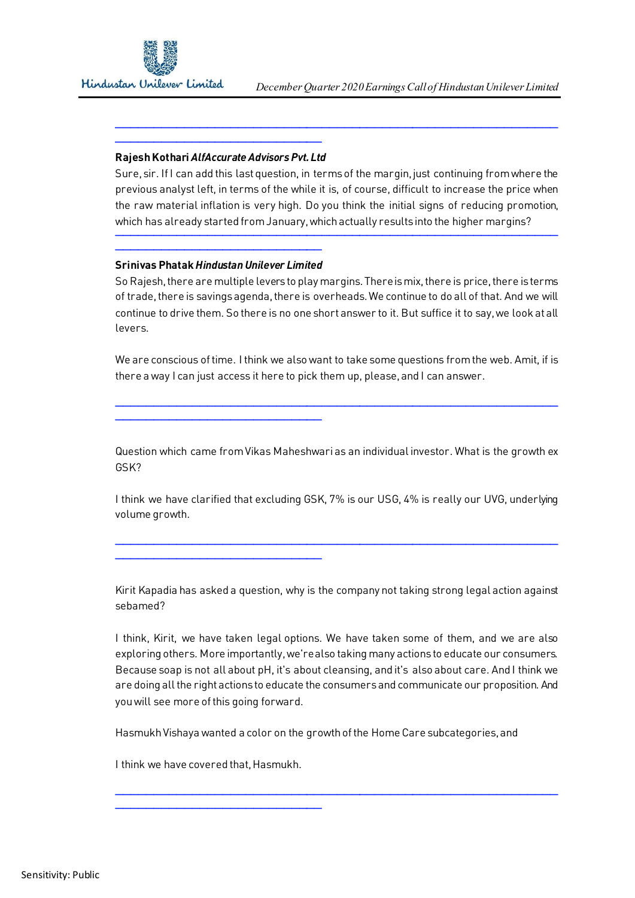**Rajesh Kothari** ***AlfAccurate Advisors Pvt. Ltd***

Sure, sir. If I can add this last question, in terms of the margin, just continuing from where the previous analyst left, in terms of the while it is, of course, difficult to increase the price when the raw material inflation is very high. Do you think the initial signs of reducing promotion, which has already started from January, which actually results into the higher margins?

**Srinivas Phatak** ***Hindustan Unilever Limited***

So Rajesh, there are multiple levers to play margins. There is mix, there is price, there is terms of trade, there is savings agenda, there is overheads. We continue to do all of that. And we will continue to drive them. So there is no one short answer to it. But suffice it to say, we look at all levers.

We are conscious of time. I think we also want to take some questions from the web. Amit, if is there a way I can just access it here to pick them up, please, and I can answer.

Question which came from Vikas Maheshwari as an individual investor. What is the growth ex GSK?

I think we have clarified that excluding GSK, 7% is our USG, 4% is really our UVG, underlying volume growth.

Kirit Kapadia has asked a question, why is the company not taking strong legal action against sebamed?

I think, Kirit, we have taken legal options. We have taken some of them, and we are also exploring others. More importantly, we're also taking many actions to educate our consumers. Because soap is not all about pH, it's about cleansing, and it's also about care. And I think we are doing all the right actions to educate the consumers and communicate our proposition. And you will see more of this going forward.

Hasmukh Vishaya wanted a color on the growth of the Home Care subcategories, and

I think we have covered that, Hasmukh.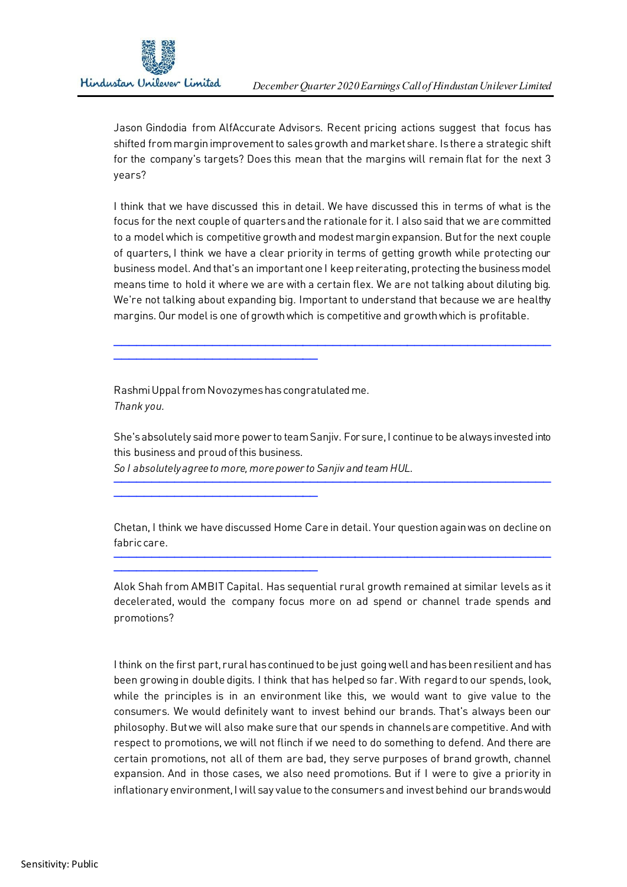Jason Gindodia from AlfAccurate Advisors. Recent pricing actions suggest that focus has shifted from margin improvement to sales growth and market share. Is there a strategic shift for the company's targets? Does this mean that the margins will remain flat for the next 3 years?

I think that we have discussed this in detail. We have discussed this in terms of what is the focus for the next couple of quarters and the rationale for it. I also said that we are committed to a model which is competitive growth and modest margin expansion. But for the next couple of quarters, I think we have a clear priority in terms of getting growth while protecting our business model. And that's an important one I keep reiterating, protecting the business model means time to hold it where we are with a certain flex. We are not talking about diluting big. We're not talking about expanding big. Important to understand that because we are healthy margins. Our model is one of growth which is competitive and growth which is profitable.

---

Rashmi Uppal from Novozymes has congratulated me.
*Thank you.*

She's absolutely said more power to team Sanjiv. For sure, I continue to be always invested into this business and proud of this business.
*So I absolutely agree to more, more power to Sanjiv and team HUL.*

---

Chetan, I think we have discussed Home Care in detail. Your question again was on decline on fabric care.

---

Alok Shah from AMBIT Capital. Has sequential rural growth remained at similar levels as it decelerated, would the company focus more on ad spend or channel trade spends and promotions?

I think on the first part, rural has continued to be just going well and has been resilient and has been growing in double digits. I think that has helped so far. With regard to our spends, look, while the principles is in an environment like this, we would want to give value to the consumers. We would definitely want to invest behind our brands. That's always been our philosophy. But we will also make sure that our spends in channels are competitive. And with respect to promotions, we will not flinch if we need to do something to defend. And there are certain promotions, not all of them are bad, they serve purposes of brand growth, channel expansion. And in those cases, we also need promotions. But if I were to give a priority in inflationary environment, I will say value to the consumers and invest behind our brands would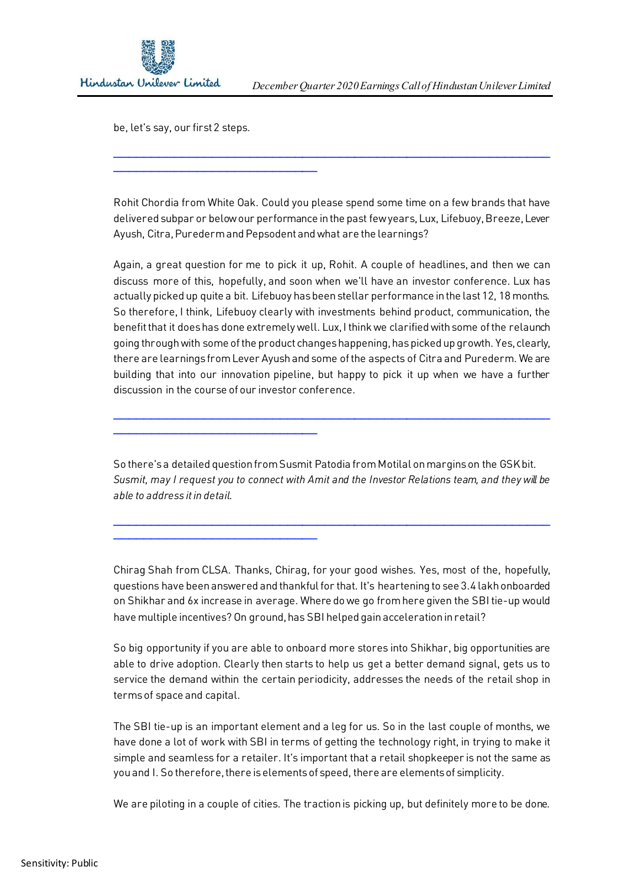be, let's say, our first 2 steps.

---

Rohit Chordia from White Oak. Could you please spend some time on a few brands that have delivered subpar or below our performance in the past few years, Lux, Lifebuoy, Breeze, Lever Ayush, Citra, Purederm and Pepsodent and what are the learnings?

Again, a great question for me to pick it up, Rohit. A couple of headlines, and then we can discuss more of this, hopefully, and soon when we'll have an investor conference. Lux has actually picked up quite a bit. Lifebuoy has been stellar performance in the last 12, 18 months. So therefore, I think, Lifebuoy clearly with investments behind product, communication, the benefit that it does has done extremely well. Lux, I think we clarified with some of the relaunch going through with some of the product changes happening, has picked up growth. Yes, clearly, there are learnings from Lever Ayush and some of the aspects of Citra and Purederm. We are building that into our innovation pipeline, but happy to pick it up when we have a further discussion in the course of our investor conference.

---

So there's a detailed question from Susmit Patodia from Motilal on margins on the GSK bit. *Susmit, may I request you to connect with Amit and the Investor Relations team, and they will be able to address it in detail.*

---

Chirag Shah from CLSA. Thanks, Chirag, for your good wishes. Yes, most of the, hopefully, questions have been answered and thankful for that. It's heartening to see 3.4 lakh onboarded on Shikhar and 6x increase in average. Where do we go from here given the SBI tie-up would have multiple incentives? On ground, has SBI helped gain acceleration in retail?

So big opportunity if you are able to onboard more stores into Shikhar, big opportunities are able to drive adoption. Clearly then starts to help us get a better demand signal, gets us to service the demand within the certain periodicity, addresses the needs of the retail shop in terms of space and capital.

The SBI tie-up is an important element and a leg for us. So in the last couple of months, we have done a lot of work with SBI in terms of getting the technology right, in trying to make it simple and seamless for a retailer. It's important that a retail shopkeeper is not the same as you and I. So therefore, there is elements of speed, there are elements of simplicity.

We are piloting in a couple of cities. The traction is picking up, but definitely more to be done.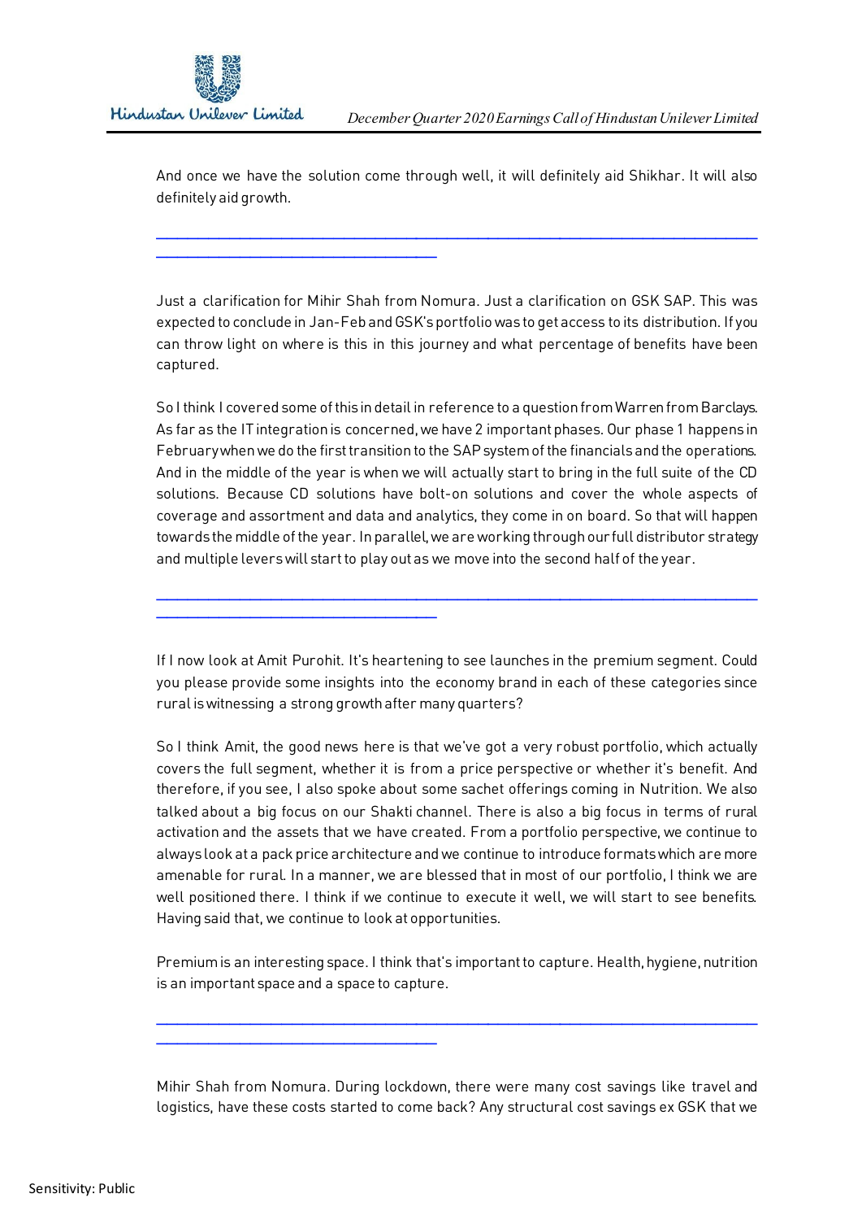And once we have the solution come through well, it will definitely aid Shikhar. It will also definitely aid growth.

---

Just a clarification for Mihir Shah from Nomura. Just a clarification on GSK SAP. This was expected to conclude in Jan-Feb and GSK's portfolio was to get access to its distribution. If you can throw light on where is this in this journey and what percentage of benefits have been captured.

So I think I covered some of this in detail in reference to a question from Warren from Barclays. As far as the IT integration is concerned, we have 2 important phases. Our phase 1 happens in February when we do the first transition to the SAP system of the financials and the operations. And in the middle of the year is when we will actually start to bring in the full suite of the CD solutions. Because CD solutions have bolt-on solutions and cover the whole aspects of coverage and assortment and data and analytics, they come in on board. So that will happen towards the middle of the year. In parallel, we are working through our full distributor strategy and multiple levers will start to play out as we move into the second half of the year.

---

If I now look at Amit Purohit. It's heartening to see launches in the premium segment. Could you please provide some insights into the economy brand in each of these categories since rural is witnessing a strong growth after many quarters?

So I think Amit, the good news here is that we've got a very robust portfolio, which actually covers the full segment, whether it is from a price perspective or whether it's benefit. And therefore, if you see, I also spoke about some sachet offerings coming in Nutrition. We also talked about a big focus on our Shakti channel. There is also a big focus in terms of rural activation and the assets that we have created. From a portfolio perspective, we continue to always look at a pack price architecture and we continue to introduce formats which are more amenable for rural. In a manner, we are blessed that in most of our portfolio, I think we are well positioned there. I think if we continue to execute it well, we will start to see benefits. Having said that, we continue to look at opportunities.

Premium is an interesting space. I think that's important to capture. Health, hygiene, nutrition is an important space and a space to capture.

---

Mihir Shah from Nomura. During lockdown, there were many cost savings like travel and logistics, have these costs started to come back? Any structural cost savings ex GSK that we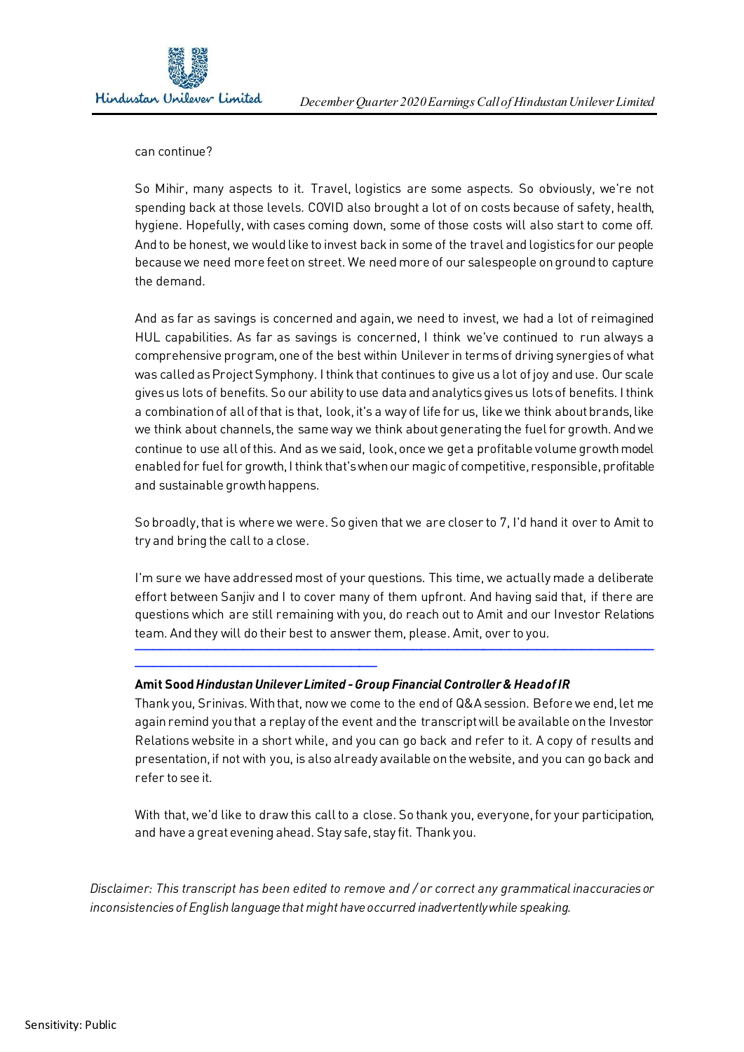can continue?

So Mihir, many aspects to it. Travel, logistics are some aspects. So obviously, we're not spending back at those levels. COVID also brought a lot of on costs because of safety, health, hygiene. Hopefully, with cases coming down, some of those costs will also start to come off. And to be honest, we would like to invest back in some of the travel and logistics for our people because we need more feet on street. We need more of our salespeople on ground to capture the demand.

And as far as savings is concerned and again, we need to invest, we had a lot of reimagined HUL capabilities. As far as savings is concerned, I think we've continued to run always a comprehensive program, one of the best within Unilever in terms of driving synergies of what was called as Project Symphony. I think that continues to give us a lot of joy and use. Our scale gives us lots of benefits. So our ability to use data and analytics gives us lots of benefits. I think a combination of all of that is that, look, it's a way of life for us, like we think about brands, like we think about channels, the same way we think about generating the fuel for growth. And we continue to use all of this. And as we said, look, once we get a profitable volume growth model enabled for fuel for growth, I think that's when our magic of competitive, responsible, profitable and sustainable growth happens.

So broadly, that is where we were. So given that we are closer to 7, I'd hand it over to Amit to try and bring the call to a close.

I'm sure we have addressed most of your questions. This time, we actually made a deliberate effort between Sanjiv and I to cover many of them upfront. And having said that, if there are questions which are still remaining with you, do reach out to Amit and our Investor Relations team. And they will do their best to answer them, please. Amit, over to you.

---

**Amit Sood** ***Hindustan Unilever Limited - Group Financial Controller & Head of IR***

Thank you, Srinivas. With that, now we come to the end of Q&A session. Before we end, let me again remind you that a replay of the event and the transcript will be available on the Investor Relations website in a short while, and you can go back and refer to it. A copy of results and presentation, if not with you, is also already available on the website, and you can go back and refer to see it.

With that, we'd like to draw this call to a close. So thank you, everyone, for your participation, and have a great evening ahead. Stay safe, stay fit. Thank you.

*Disclaimer: This transcript has been edited to remove and / or correct any grammatical inaccuracies or inconsistencies of English language that might have occurred inadvertently while speaking.*